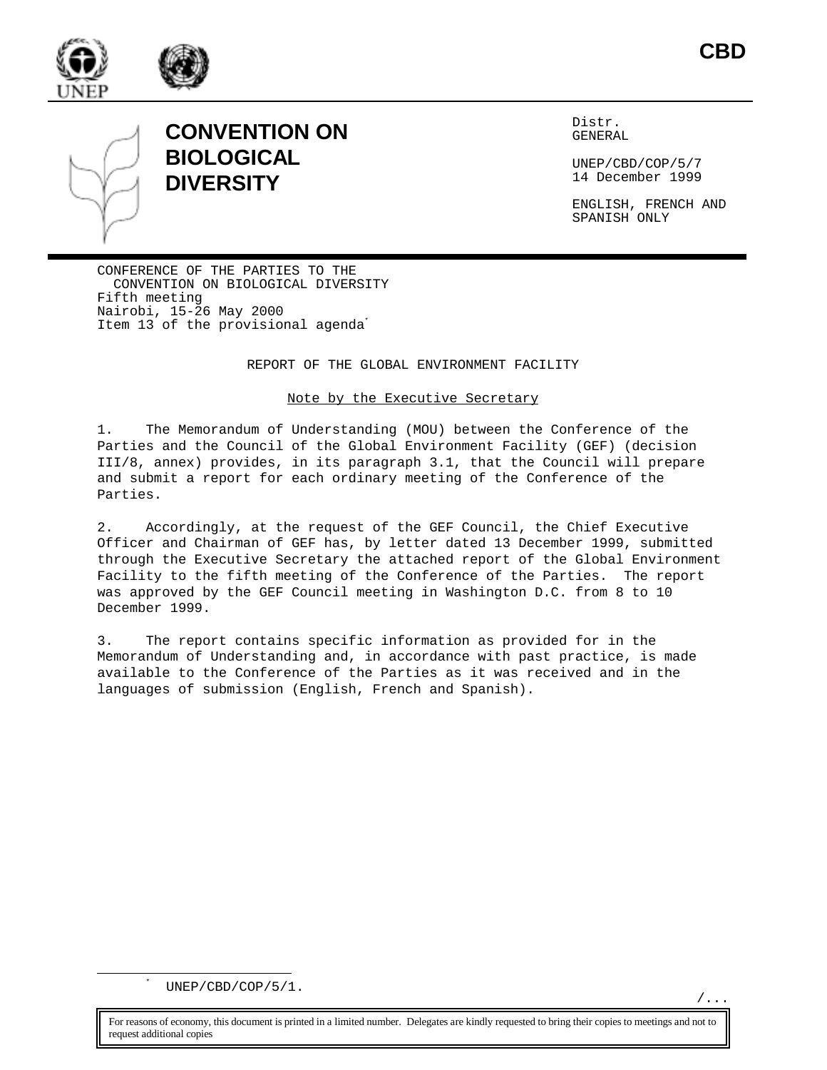CBD

# CONVENTION ON BIOLOGICAL DIVERSITY

Distr.
GENERAL

UNEP/CBD/COP/5/7
14 December 1999

ENGLISH, FRENCH AND SPANISH ONLY

CONFERENCE OF THE PARTIES TO THE
CONVENTION ON BIOLOGICAL DIVERSITY
Fifth meeting
Nairobi, 15-26 May 2000
Item 13 of the provisional agenda[*]

## REPORT OF THE GLOBAL ENVIRONMENT FACILITY

### Note by the Executive Secretary

1. The Memorandum of Understanding (MOU) between the Conference of the Parties and the Council of the Global Environment Facility (GEF) (decision III/8, annex) provides, in its paragraph 3.1, that the Council will prepare and submit a report for each ordinary meeting of the Conference of the Parties.

2. Accordingly, at the request of the GEF Council, the Chief Executive Officer and Chairman of GEF has, by letter dated 13 December 1999, submitted through the Executive Secretary the attached report of the Global Environment Facility to the fifth meeting of the Conference of the Parties. The report was approved by the GEF Council meeting in Washington D.C. from 8 to 10 December 1999.

3. The report contains specific information as provided for in the Memorandum of Understanding and, in accordance with past practice, is made available to the Conference of the Parties as it was received and in the languages of submission (English, French and Spanish).

[*] UNEP/CBD/COP/5/1.

For reasons of economy, this document is printed in a limited number. Delegates are kindly requested to bring their copies to meetings and not to request additional copies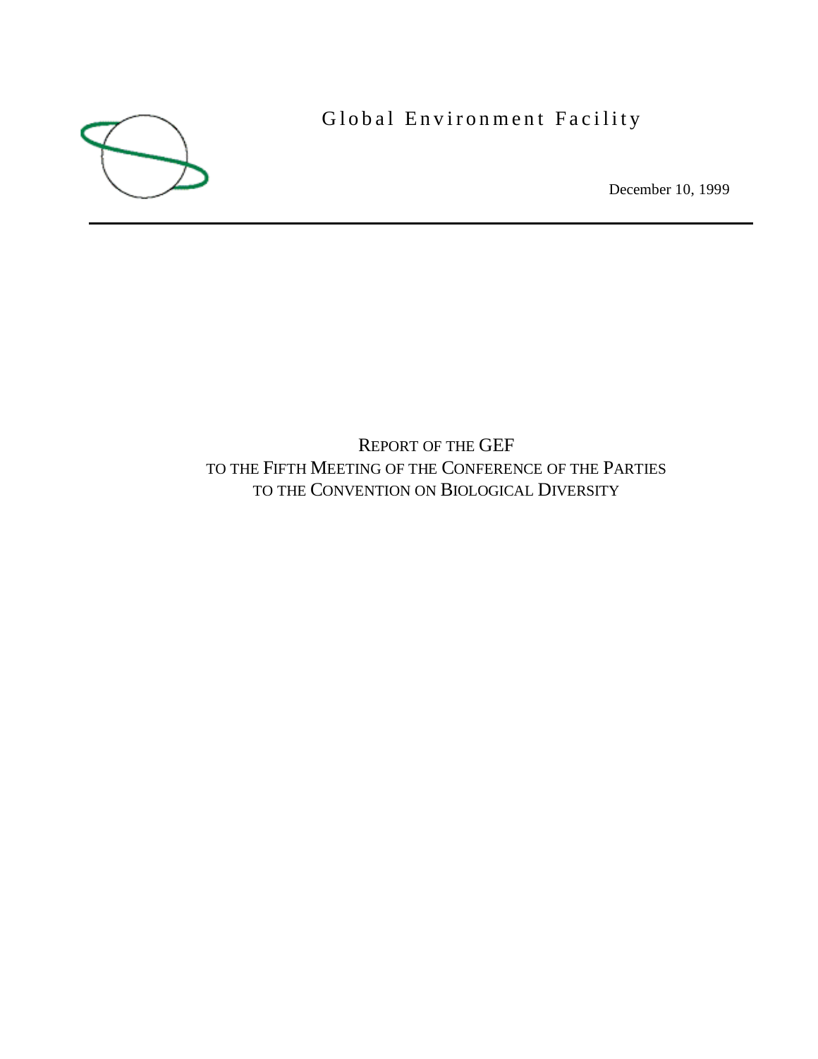Global Environment Facility

December 10, 1999

# REPORT OF THE GEF TO THE FIFTH MEETING OF THE CONFERENCE OF THE PARTIES TO THE CONVENTION ON BIOLOGICAL DIVERSITY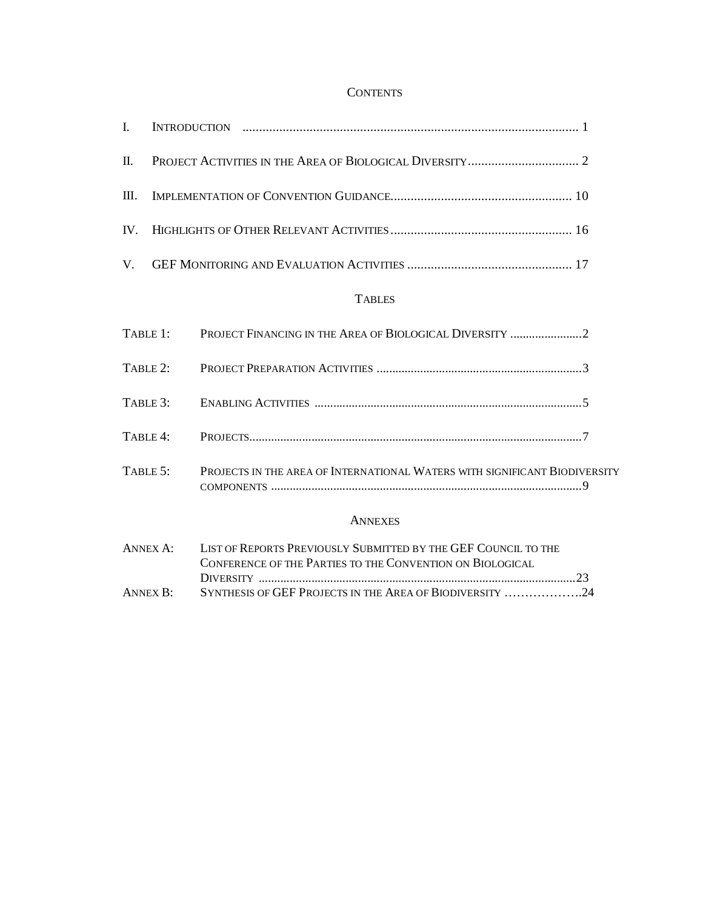## CONTENTS

I. INTRODUCTION ............................................................................................ 1

II. PROJECT ACTIVITIES IN THE AREA OF BIOLOGICAL DIVERSITY .................................. 2

III. IMPLEMENTATION OF CONVENTION GUIDANCE ...................................................... 10

IV. HIGHLIGHTS OF OTHER RELEVANT ACTIVITIES ...................................................... 16

V. GEF MONITORING AND EVALUATION ACTIVITIES ................................................. 17

## TABLES

TABLE 1: PROJECT FINANCING IN THE AREA OF BIOLOGICAL DIVERSITY .......................2

TABLE 2: PROJECT PREPARATION ACTIVITIES ..................................................................3

TABLE 3: ENABLING ACTIVITIES ......................................................................................5

TABLE 4: PROJECTS...........................................................................................................7

TABLE 5: PROJECTS IN THE AREA OF INTERNATIONAL WATERS WITH SIGNIFICANT BIODIVERSITY COMPONENTS ....................................................................................................9

## ANNEXES

ANNEX A: LIST OF REPORTS PREVIOUSLY SUBMITTED BY THE GEF COUNCIL TO THE CONFERENCE OF THE PARTIES TO THE CONVENTION ON BIOLOGICAL DIVERSITY ......................................................................................................23

ANNEX B: SYNTHESIS OF GEF PROJECTS IN THE AREA OF BIODIVERSITY ……………….24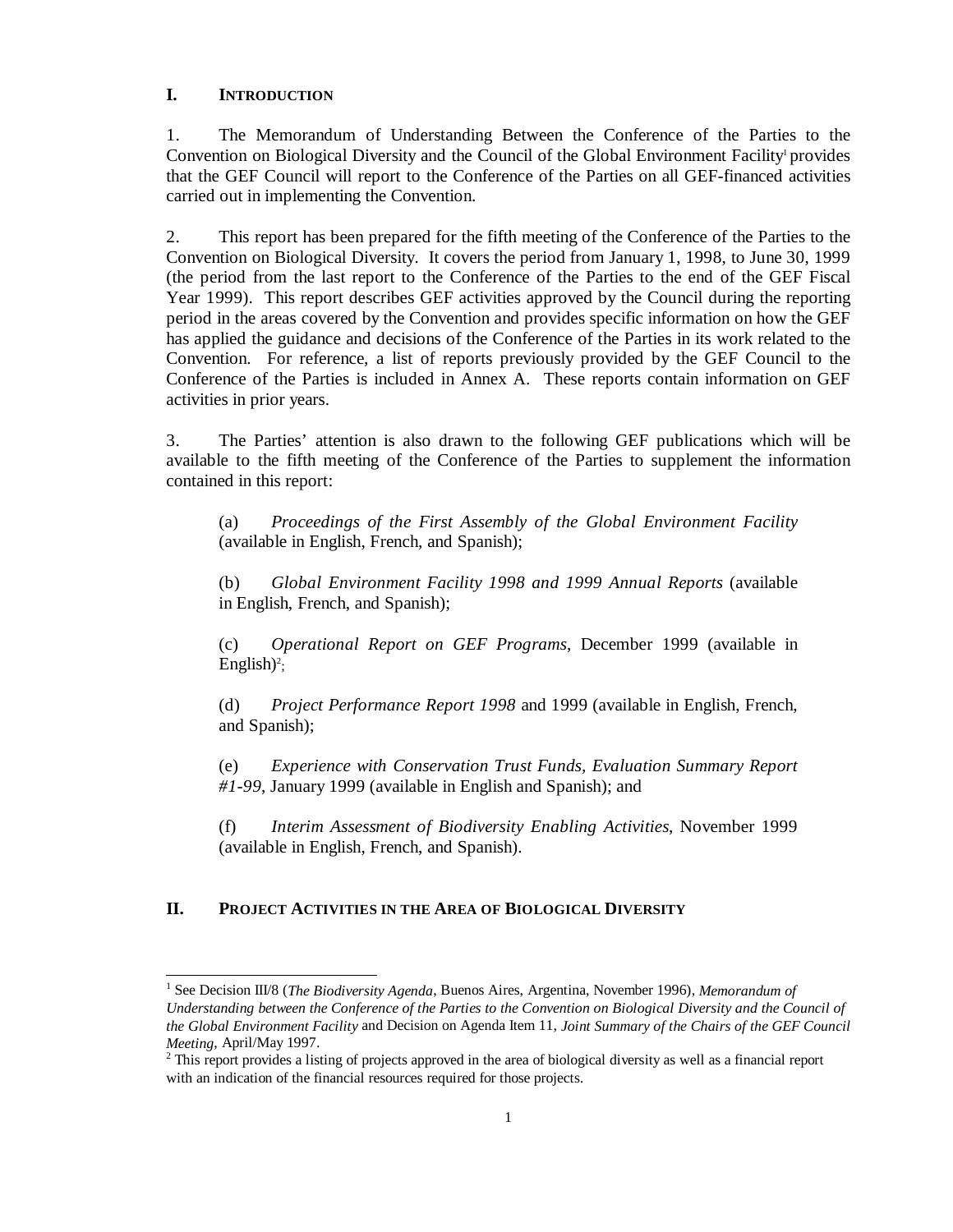## I. INTRODUCTION

1. The Memorandum of Understanding Between the Conference of the Parties to the Convention on Biological Diversity and the Council of the Global Environment Facility[1] provides that the GEF Council will report to the Conference of the Parties on all GEF-financed activities carried out in implementing the Convention.

2. This report has been prepared for the fifth meeting of the Conference of the Parties to the Convention on Biological Diversity. It covers the period from January 1, 1998, to June 30, 1999 (the period from the last report to the Conference of the Parties to the end of the GEF Fiscal Year 1999). This report describes GEF activities approved by the Council during the reporting period in the areas covered by the Convention and provides specific information on how the GEF has applied the guidance and decisions of the Conference of the Parties in its work related to the Convention. For reference, a list of reports previously provided by the GEF Council to the Conference of the Parties is included in Annex A. These reports contain information on GEF activities in prior years.

3. The Parties' attention is also drawn to the following GEF publications which will be available to the fifth meeting of the Conference of the Parties to supplement the information contained in this report:

(a) *Proceedings of the First Assembly of the Global Environment Facility* (available in English, French, and Spanish);

(b) *Global Environment Facility 1998 and 1999 Annual Reports* (available in English, French, and Spanish);

(c) *Operational Report on GEF Programs*, December 1999 (available in English)[2];

(d) *Project Performance Report 1998* and 1999 (available in English, French, and Spanish);

(e) *Experience with Conservation Trust Funds, Evaluation Summary Report #1-99*, January 1999 (available in English and Spanish); and

(f) *Interim Assessment of Biodiversity Enabling Activities*, November 1999 (available in English, French, and Spanish).

## II. PROJECT ACTIVITIES IN THE AREA OF BIOLOGICAL DIVERSITY

---

[1] See Decision III/8 (*The Biodiversity Agenda*, Buenos Aires, Argentina, November 1996), *Memorandum of Understanding between the Conference of the Parties to the Convention on Biological Diversity and the Council of the Global Environment Facility* and Decision on Agenda Item 11, *Joint Summary of the Chairs of the GEF Council Meeting*, April/May 1997.

[2] This report provides a listing of projects approved in the area of biological diversity as well as a financial report with an indication of the financial resources required for those projects.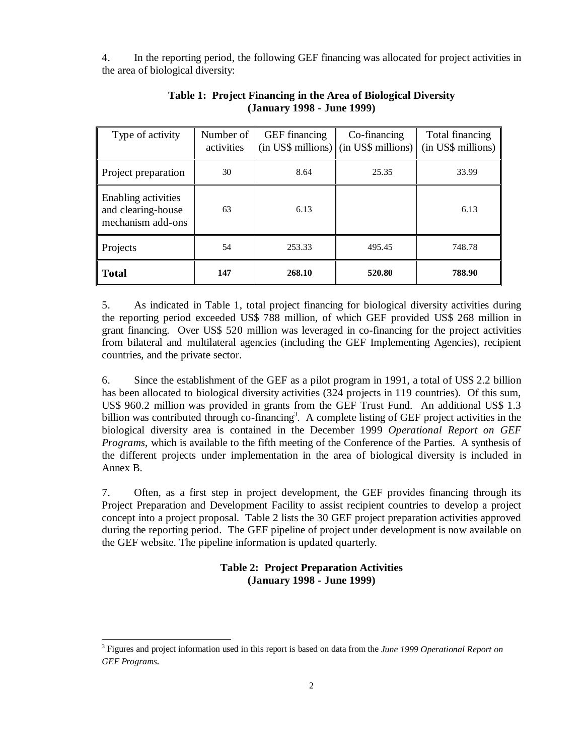4. In the reporting period, the following GEF financing was allocated for project activities in the area of biological diversity:

**Table 1: Project Financing in the Area of Biological Diversity (January 1998 - June 1999)**

| Type of activity | Number of activities | GEF financing (in US$ millions) | Co-financing (in US$ millions) | Total financing (in US$ millions) |
|---|---|---|---|---|
| Project preparation | 30 | 8.64 | 25.35 | 33.99 |
| Enabling activities and clearing-house mechanism add-ons | 63 | 6.13 | | 6.13 |
| Projects | 54 | 253.33 | 495.45 | 748.78 |
| **Total** | **147** | **268.10** | **520.80** | **788.90** |

5. As indicated in Table 1, total project financing for biological diversity activities during the reporting period exceeded US$ 788 million, of which GEF provided US$ 268 million in grant financing. Over US$ 520 million was leveraged in co-financing for the project activities from bilateral and multilateral agencies (including the GEF Implementing Agencies), recipient countries, and the private sector.

6. Since the establishment of the GEF as a pilot program in 1991, a total of US$ 2.2 billion has been allocated to biological diversity activities (324 projects in 119 countries). Of this sum, US$ 960.2 million was provided in grants from the GEF Trust Fund. An additional US$ 1.3 billion was contributed through co-financing[3]. A complete listing of GEF project activities in the biological diversity area is contained in the December 1999 *Operational Report on GEF Programs*, which is available to the fifth meeting of the Conference of the Parties. A synthesis of the different projects under implementation in the area of biological diversity is included in Annex B.

7. Often, as a first step in project development, the GEF provides financing through its Project Preparation and Development Facility to assist recipient countries to develop a project concept into a project proposal. Table 2 lists the 30 GEF project preparation activities approved during the reporting period. The GEF pipeline of project under development is now available on the GEF website. The pipeline information is updated quarterly.

**Table 2: Project Preparation Activities (January 1998 - June 1999)**

[3] Figures and project information used in this report is based on data from the *June 1999 Operational Report on GEF Programs*.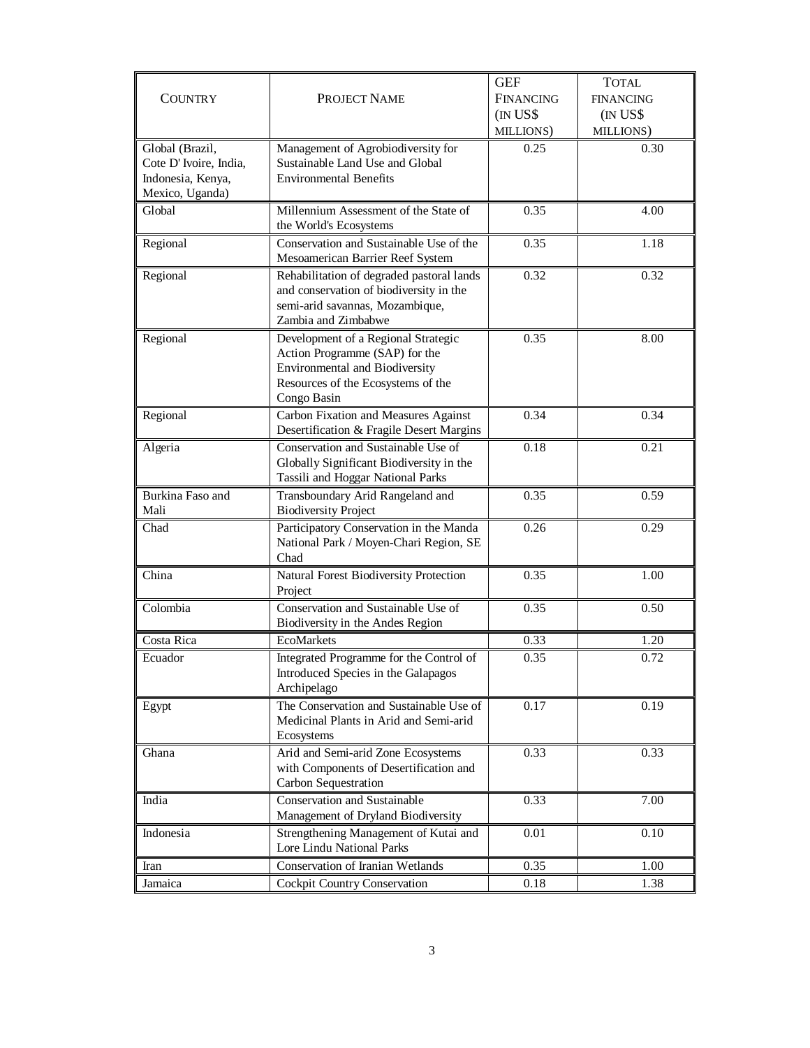| COUNTRY | PROJECT NAME | GEF FINANCING (IN US$ MILLIONS) | TOTAL FINANCING (IN US$ MILLIONS) |
|---|---|---|---|
| Global (Brazil, Cote D' Ivoire, India, Indonesia, Kenya, Mexico, Uganda) | Management of Agrobiodiversity for Sustainable Land Use and Global Environmental Benefits | 0.25 | 0.30 |
| Global | Millennium Assessment of the State of the World's Ecosystems | 0.35 | 4.00 |
| Regional | Conservation and Sustainable Use of the Mesoamerican Barrier Reef System | 0.35 | 1.18 |
| Regional | Rehabilitation of degraded pastoral lands and conservation of biodiversity in the semi-arid savannas, Mozambique, Zambia and Zimbabwe | 0.32 | 0.32 |
| Regional | Development of a Regional Strategic Action Programme (SAP) for the Environmental and Biodiversity Resources of the Ecosystems of the Congo Basin | 0.35 | 8.00 |
| Regional | Carbon Fixation and Measures Against Desertification & Fragile Desert Margins | 0.34 | 0.34 |
| Algeria | Conservation and Sustainable Use of Globally Significant Biodiversity in the Tassili and Hoggar National Parks | 0.18 | 0.21 |
| Burkina Faso and Mali | Transboundary Arid Rangeland and Biodiversity Project | 0.35 | 0.59 |
| Chad | Participatory Conservation in the Manda National Park / Moyen-Chari Region, SE Chad | 0.26 | 0.29 |
| China | Natural Forest Biodiversity Protection Project | 0.35 | 1.00 |
| Colombia | Conservation and Sustainable Use of Biodiversity in the Andes Region | 0.35 | 0.50 |
| Costa Rica | EcoMarkets | 0.33 | 1.20 |
| Ecuador | Integrated Programme for the Control of Introduced Species in the Galapagos Archipelago | 0.35 | 0.72 |
| Egypt | The Conservation and Sustainable Use of Medicinal Plants in Arid and Semi-arid Ecosystems | 0.17 | 0.19 |
| Ghana | Arid and Semi-arid Zone Ecosystems with Components of Desertification and Carbon Sequestration | 0.33 | 0.33 |
| India | Conservation and Sustainable Management of Dryland Biodiversity | 0.33 | 7.00 |
| Indonesia | Strengthening Management of Kutai and Lore Lindu National Parks | 0.01 | 0.10 |
| Iran | Conservation of Iranian Wetlands | 0.35 | 1.00 |
| Jamaica | Cockpit Country Conservation | 0.18 | 1.38 |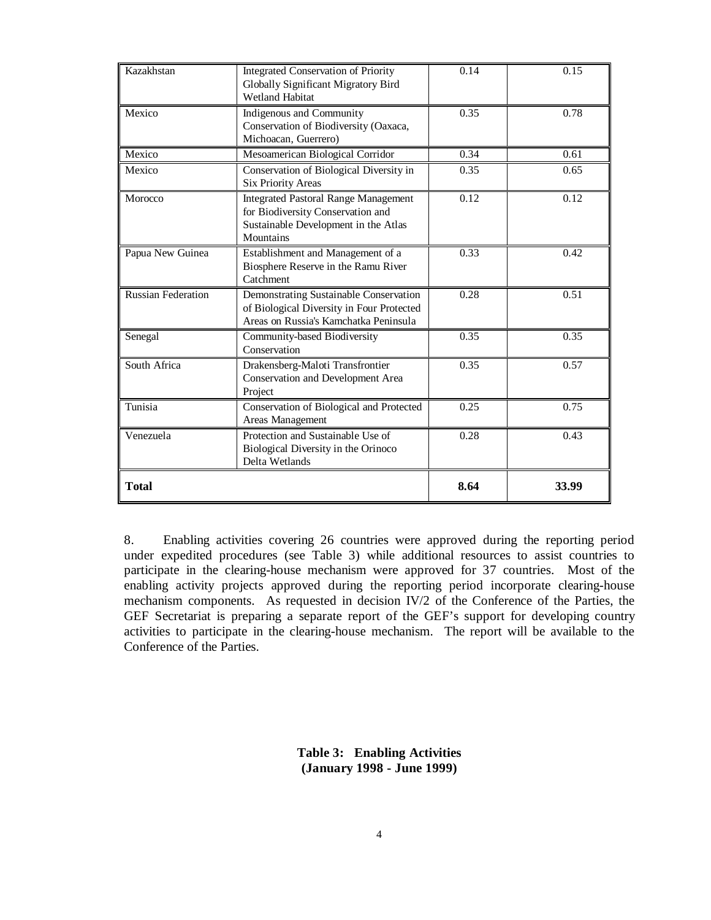| | | | |
|---|---|---|---|
| Kazakhstan | Integrated Conservation of Priority Globally Significant Migratory Bird Wetland Habitat | 0.14 | 0.15 |
| Mexico | Indigenous and Community Conservation of Biodiversity (Oaxaca, Michoacan, Guerrero) | 0.35 | 0.78 |
| Mexico | Mesoamerican Biological Corridor | 0.34 | 0.61 |
| Mexico | Conservation of Biological Diversity in Six Priority Areas | 0.35 | 0.65 |
| Morocco | Integrated Pastoral Range Management for Biodiversity Conservation and Sustainable Development in the Atlas Mountains | 0.12 | 0.12 |
| Papua New Guinea | Establishment and Management of a Biosphere Reserve in the Ramu River Catchment | 0.33 | 0.42 |
| Russian Federation | Demonstrating Sustainable Conservation of Biological Diversity in Four Protected Areas on Russia's Kamchatka Peninsula | 0.28 | 0.51 |
| Senegal | Community-based Biodiversity Conservation | 0.35 | 0.35 |
| South Africa | Drakensberg-Maloti Transfrontier Conservation and Development Area Project | 0.35 | 0.57 |
| Tunisia | Conservation of Biological and Protected Areas Management | 0.25 | 0.75 |
| Venezuela | Protection and Sustainable Use of Biological Diversity in the Orinoco Delta Wetlands | 0.28 | 0.43 |
| **Total** | | **8.64** | **33.99** |

8. Enabling activities covering 26 countries were approved during the reporting period under expedited procedures (see Table 3) while additional resources to assist countries to participate in the clearing-house mechanism were approved for 37 countries. Most of the enabling activity projects approved during the reporting period incorporate clearing-house mechanism components. As requested in decision IV/2 of the Conference of the Parties, the GEF Secretariat is preparing a separate report of the GEF's support for developing country activities to participate in the clearing-house mechanism. The report will be available to the Conference of the Parties.

**Table 3: Enabling Activities (January 1998 - June 1999)**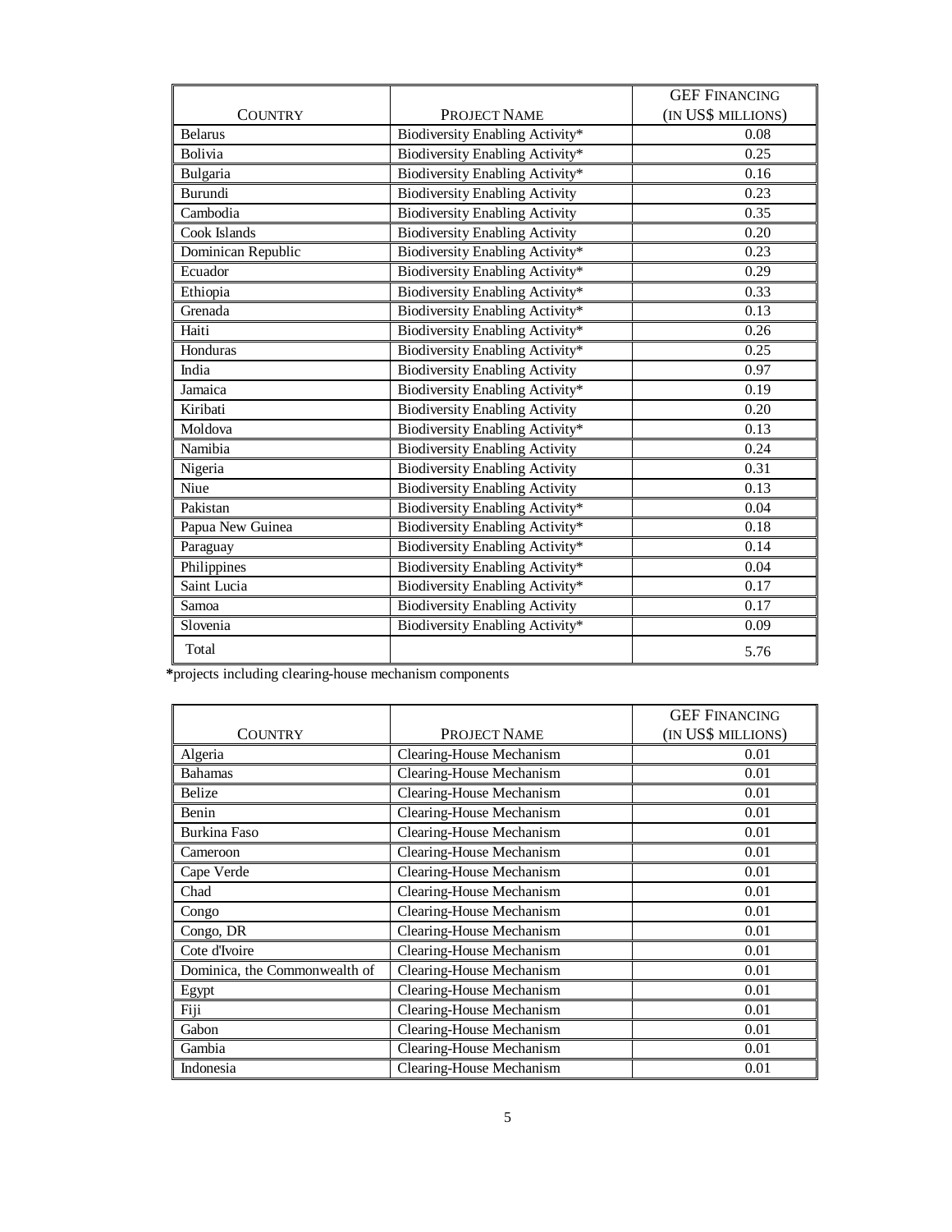| Country | Project Name | GEF Financing (in US$ millions) |
|---|---|---|
| Belarus | Biodiversity Enabling Activity* | 0.08 |
| Bolivia | Biodiversity Enabling Activity* | 0.25 |
| Bulgaria | Biodiversity Enabling Activity* | 0.16 |
| Burundi | Biodiversity Enabling Activity | 0.23 |
| Cambodia | Biodiversity Enabling Activity | 0.35 |
| Cook Islands | Biodiversity Enabling Activity | 0.20 |
| Dominican Republic | Biodiversity Enabling Activity* | 0.23 |
| Ecuador | Biodiversity Enabling Activity* | 0.29 |
| Ethiopia | Biodiversity Enabling Activity* | 0.33 |
| Grenada | Biodiversity Enabling Activity* | 0.13 |
| Haiti | Biodiversity Enabling Activity* | 0.26 |
| Honduras | Biodiversity Enabling Activity* | 0.25 |
| India | Biodiversity Enabling Activity | 0.97 |
| Jamaica | Biodiversity Enabling Activity* | 0.19 |
| Kiribati | Biodiversity Enabling Activity | 0.20 |
| Moldova | Biodiversity Enabling Activity* | 0.13 |
| Namibia | Biodiversity Enabling Activity | 0.24 |
| Nigeria | Biodiversity Enabling Activity | 0.31 |
| Niue | Biodiversity Enabling Activity | 0.13 |
| Pakistan | Biodiversity Enabling Activity* | 0.04 |
| Papua New Guinea | Biodiversity Enabling Activity* | 0.18 |
| Paraguay | Biodiversity Enabling Activity* | 0.14 |
| Philippines | Biodiversity Enabling Activity* | 0.04 |
| Saint Lucia | Biodiversity Enabling Activity* | 0.17 |
| Samoa | Biodiversity Enabling Activity | 0.17 |
| Slovenia | Biodiversity Enabling Activity* | 0.09 |
| Total | | 5.76 |

*projects including clearing-house mechanism components

| Country | Project Name | GEF Financing (in US$ millions) |
|---|---|---|
| Algeria | Clearing-House Mechanism | 0.01 |
| Bahamas | Clearing-House Mechanism | 0.01 |
| Belize | Clearing-House Mechanism | 0.01 |
| Benin | Clearing-House Mechanism | 0.01 |
| Burkina Faso | Clearing-House Mechanism | 0.01 |
| Cameroon | Clearing-House Mechanism | 0.01 |
| Cape Verde | Clearing-House Mechanism | 0.01 |
| Chad | Clearing-House Mechanism | 0.01 |
| Congo | Clearing-House Mechanism | 0.01 |
| Congo, DR | Clearing-House Mechanism | 0.01 |
| Cote d'Ivoire | Clearing-House Mechanism | 0.01 |
| Dominica, the Commonwealth of | Clearing-House Mechanism | 0.01 |
| Egypt | Clearing-House Mechanism | 0.01 |
| Fiji | Clearing-House Mechanism | 0.01 |
| Gabon | Clearing-House Mechanism | 0.01 |
| Gambia | Clearing-House Mechanism | 0.01 |
| Indonesia | Clearing-House Mechanism | 0.01 |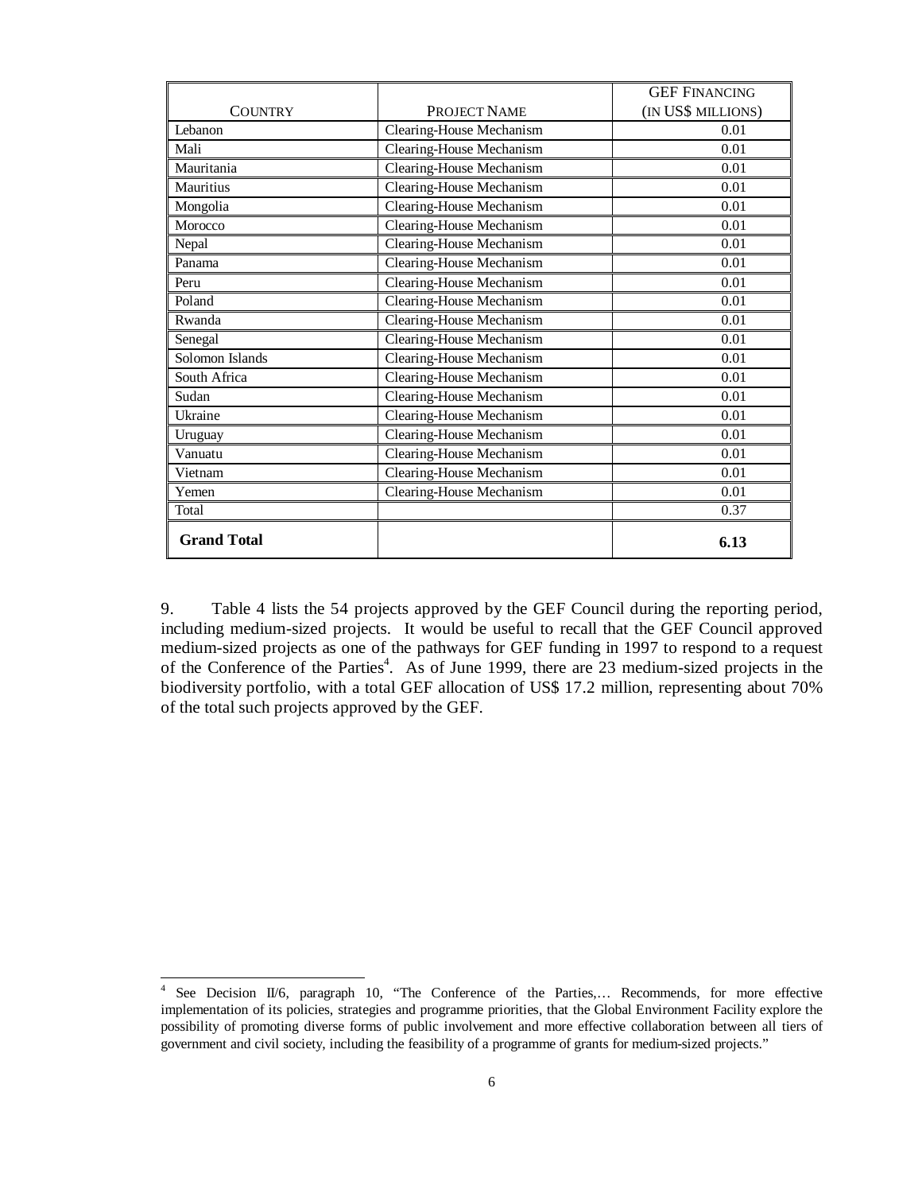| COUNTRY | PROJECT NAME | GEF FINANCING (IN US$ MILLIONS) |
|---|---|---|
| Lebanon | Clearing-House Mechanism | 0.01 |
| Mali | Clearing-House Mechanism | 0.01 |
| Mauritania | Clearing-House Mechanism | 0.01 |
| Mauritius | Clearing-House Mechanism | 0.01 |
| Mongolia | Clearing-House Mechanism | 0.01 |
| Morocco | Clearing-House Mechanism | 0.01 |
| Nepal | Clearing-House Mechanism | 0.01 |
| Panama | Clearing-House Mechanism | 0.01 |
| Peru | Clearing-House Mechanism | 0.01 |
| Poland | Clearing-House Mechanism | 0.01 |
| Rwanda | Clearing-House Mechanism | 0.01 |
| Senegal | Clearing-House Mechanism | 0.01 |
| Solomon Islands | Clearing-House Mechanism | 0.01 |
| South Africa | Clearing-House Mechanism | 0.01 |
| Sudan | Clearing-House Mechanism | 0.01 |
| Ukraine | Clearing-House Mechanism | 0.01 |
| Uruguay | Clearing-House Mechanism | 0.01 |
| Vanuatu | Clearing-House Mechanism | 0.01 |
| Vietnam | Clearing-House Mechanism | 0.01 |
| Yemen | Clearing-House Mechanism | 0.01 |
| Total | | 0.37 |
| **Grand Total** | | **6.13** |

9. Table 4 lists the 54 projects approved by the GEF Council during the reporting period, including medium-sized projects. It would be useful to recall that the GEF Council approved medium-sized projects as one of the pathways for GEF funding in 1997 to respond to a request of the Conference of the Parties[4]. As of June 1999, there are 23 medium-sized projects in the biodiversity portfolio, with a total GEF allocation of US$ 17.2 million, representing about 70% of the total such projects approved by the GEF.

[4] See Decision II/6, paragraph 10, "The Conference of the Parties,… Recommends, for more effective implementation of its policies, strategies and programme priorities, that the Global Environment Facility explore the possibility of promoting diverse forms of public involvement and more effective collaboration between all tiers of government and civil society, including the feasibility of a programme of grants for medium-sized projects."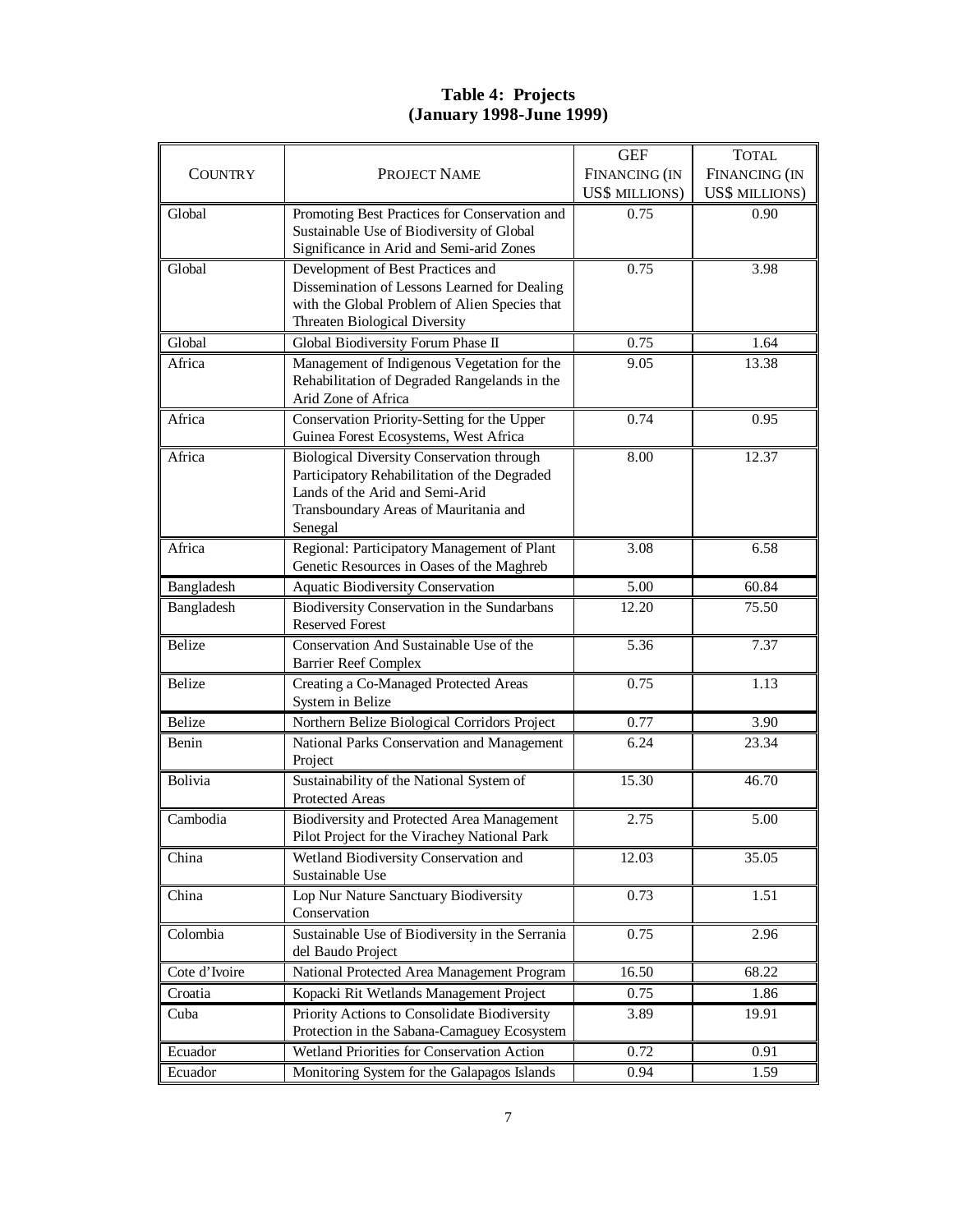**Table 4: Projects
(January 1998-June 1999)**

| COUNTRY | PROJECT NAME | GEF FINANCING (IN US$ MILLIONS) | TOTAL FINANCING (IN US$ MILLIONS) |
|---|---|---|---|
| Global | Promoting Best Practices for Conservation and Sustainable Use of Biodiversity of Global Significance in Arid and Semi-arid Zones | 0.75 | 0.90 |
| Global | Development of Best Practices and Dissemination of Lessons Learned for Dealing with the Global Problem of Alien Species that Threaten Biological Diversity | 0.75 | 3.98 |
| Global | Global Biodiversity Forum Phase II | 0.75 | 1.64 |
| Africa | Management of Indigenous Vegetation for the Rehabilitation of Degraded Rangelands in the Arid Zone of Africa | 9.05 | 13.38 |
| Africa | Conservation Priority-Setting for the Upper Guinea Forest Ecosystems, West Africa | 0.74 | 0.95 |
| Africa | Biological Diversity Conservation through Participatory Rehabilitation of the Degraded Lands of the Arid and Semi-Arid Transboundary Areas of Mauritania and Senegal | 8.00 | 12.37 |
| Africa | Regional: Participatory Management of Plant Genetic Resources in Oases of the Maghreb | 3.08 | 6.58 |
| Bangladesh | Aquatic Biodiversity Conservation | 5.00 | 60.84 |
| Bangladesh | Biodiversity Conservation in the Sundarbans Reserved Forest | 12.20 | 75.50 |
| Belize | Conservation And Sustainable Use of the Barrier Reef Complex | 5.36 | 7.37 |
| Belize | Creating a Co-Managed Protected Areas System in Belize | 0.75 | 1.13 |
| Belize | Northern Belize Biological Corridors Project | 0.77 | 3.90 |
| Benin | National Parks Conservation and Management Project | 6.24 | 23.34 |
| Bolivia | Sustainability of the National System of Protected Areas | 15.30 | 46.70 |
| Cambodia | Biodiversity and Protected Area Management Pilot Project for the Virachey National Park | 2.75 | 5.00 |
| China | Wetland Biodiversity Conservation and Sustainable Use | 12.03 | 35.05 |
| China | Lop Nur Nature Sanctuary Biodiversity Conservation | 0.73 | 1.51 |
| Colombia | Sustainable Use of Biodiversity in the Serrania del Baudo Project | 0.75 | 2.96 |
| Cote d'Ivoire | National Protected Area Management Program | 16.50 | 68.22 |
| Croatia | Kopacki Rit Wetlands Management Project | 0.75 | 1.86 |
| Cuba | Priority Actions to Consolidate Biodiversity Protection in the Sabana-Camaguey Ecosystem | 3.89 | 19.91 |
| Ecuador | Wetland Priorities for Conservation Action | 0.72 | 0.91 |
| Ecuador | Monitoring System for the Galapagos Islands | 0.94 | 1.59 |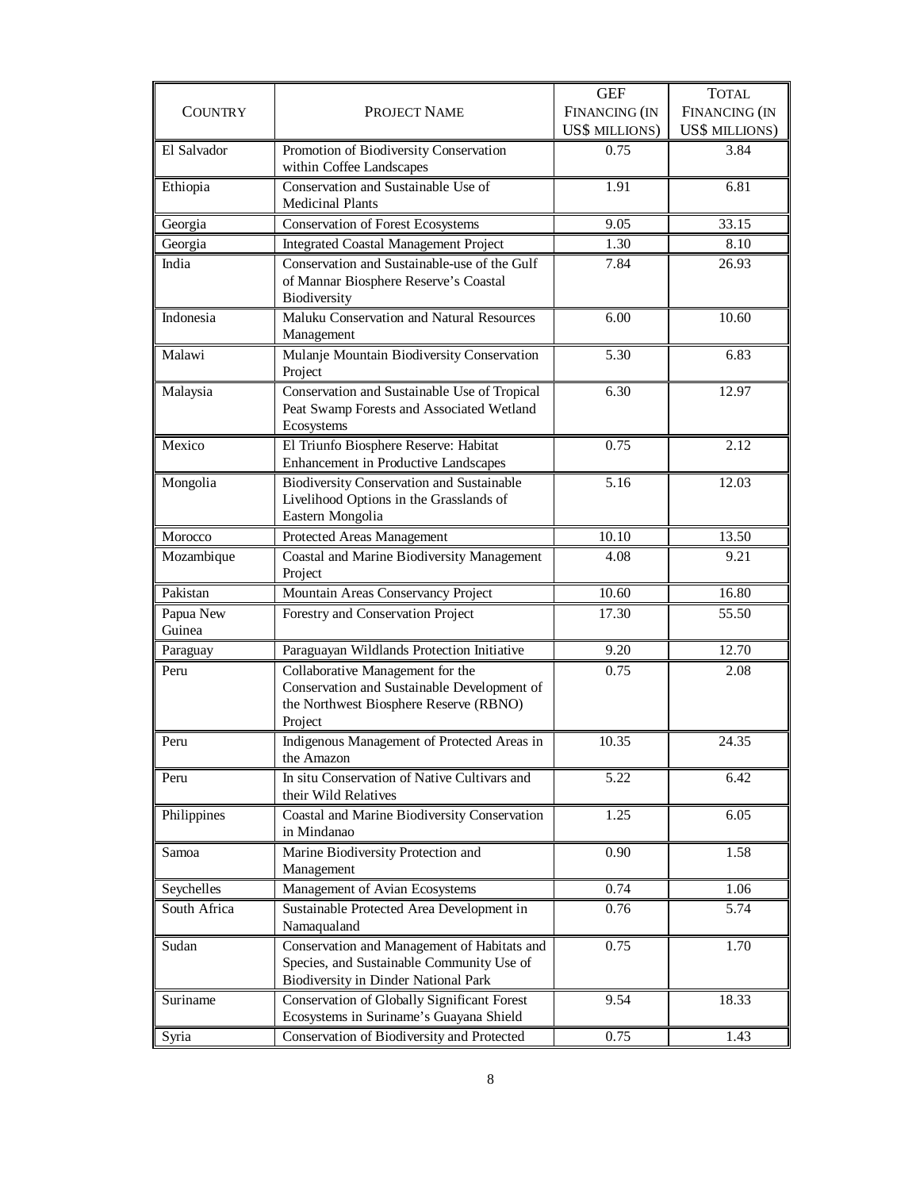| COUNTRY | PROJECT NAME | GEF FINANCING (IN US$ MILLIONS) | TOTAL FINANCING (IN US$ MILLIONS) |
|---|---|---|---|
| El Salvador | Promotion of Biodiversity Conservation within Coffee Landscapes | 0.75 | 3.84 |
| Ethiopia | Conservation and Sustainable Use of Medicinal Plants | 1.91 | 6.81 |
| Georgia | Conservation of Forest Ecosystems | 9.05 | 33.15 |
| Georgia | Integrated Coastal Management Project | 1.30 | 8.10 |
| India | Conservation and Sustainable-use of the Gulf of Mannar Biosphere Reserve's Coastal Biodiversity | 7.84 | 26.93 |
| Indonesia | Maluku Conservation and Natural Resources Management | 6.00 | 10.60 |
| Malawi | Mulanje Mountain Biodiversity Conservation Project | 5.30 | 6.83 |
| Malaysia | Conservation and Sustainable Use of Tropical Peat Swamp Forests and Associated Wetland Ecosystems | 6.30 | 12.97 |
| Mexico | El Triunfo Biosphere Reserve: Habitat Enhancement in Productive Landscapes | 0.75 | 2.12 |
| Mongolia | Biodiversity Conservation and Sustainable Livelihood Options in the Grasslands of Eastern Mongolia | 5.16 | 12.03 |
| Morocco | Protected Areas Management | 10.10 | 13.50 |
| Mozambique | Coastal and Marine Biodiversity Management Project | 4.08 | 9.21 |
| Pakistan | Mountain Areas Conservancy Project | 10.60 | 16.80 |
| Papua New Guinea | Forestry and Conservation Project | 17.30 | 55.50 |
| Paraguay | Paraguayan Wildlands Protection Initiative | 9.20 | 12.70 |
| Peru | Collaborative Management for the Conservation and Sustainable Development of the Northwest Biosphere Reserve (RBNO) Project | 0.75 | 2.08 |
| Peru | Indigenous Management of Protected Areas in the Amazon | 10.35 | 24.35 |
| Peru | In situ Conservation of Native Cultivars and their Wild Relatives | 5.22 | 6.42 |
| Philippines | Coastal and Marine Biodiversity Conservation in Mindanao | 1.25 | 6.05 |
| Samoa | Marine Biodiversity Protection and Management | 0.90 | 1.58 |
| Seychelles | Management of Avian Ecosystems | 0.74 | 1.06 |
| South Africa | Sustainable Protected Area Development in Namaqualand | 0.76 | 5.74 |
| Sudan | Conservation and Management of Habitats and Species, and Sustainable Community Use of Biodiversity in Dinder National Park | 0.75 | 1.70 |
| Suriname | Conservation of Globally Significant Forest Ecosystems in Suriname's Guayana Shield | 9.54 | 18.33 |
| Syria | Conservation of Biodiversity and Protected | 0.75 | 1.43 |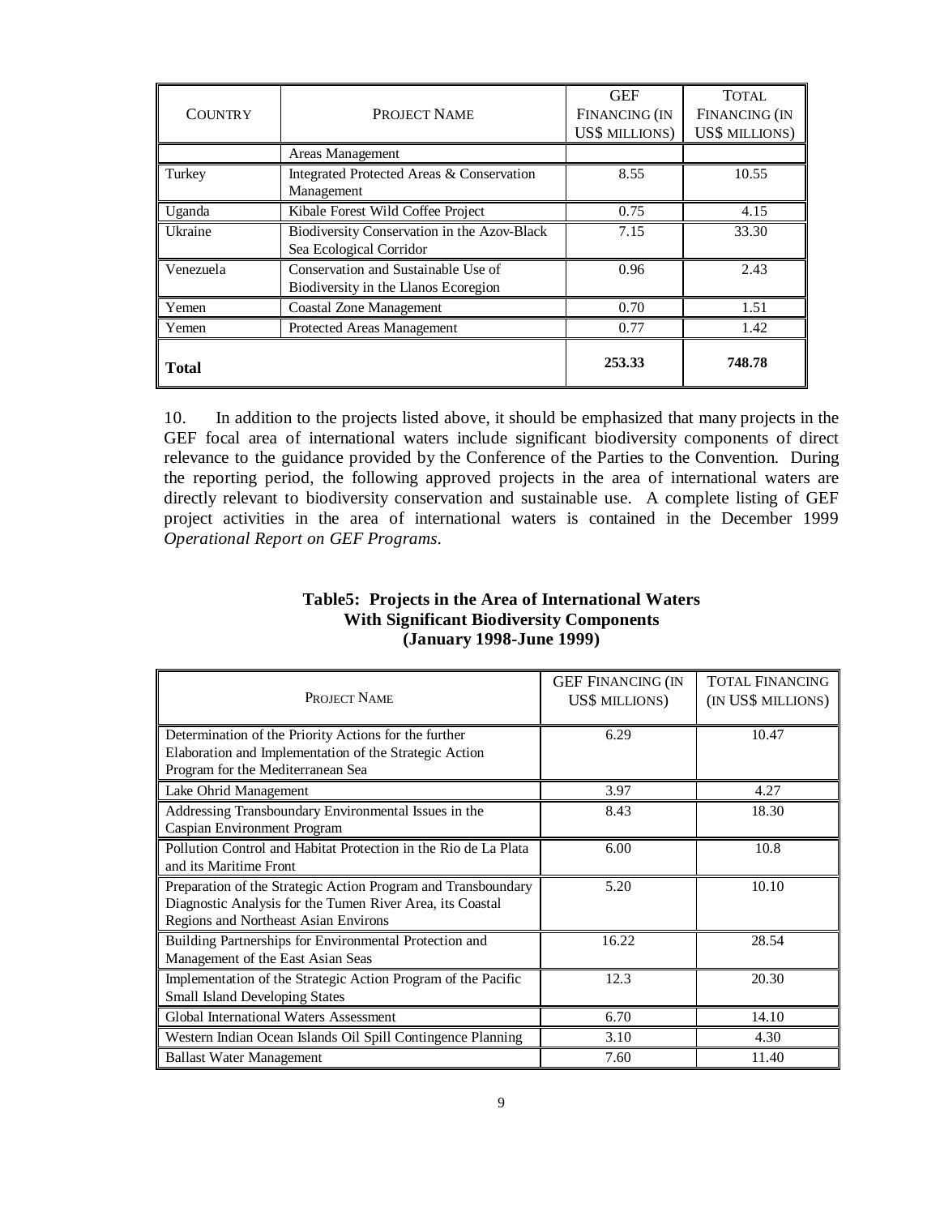| Country | Project Name | GEF Financing (in US$ millions) | Total Financing (in US$ millions) |
|---|---|---|---|
| | Areas Management | | |
| Turkey | Integrated Protected Areas & Conservation Management | 8.55 | 10.55 |
| Uganda | Kibale Forest Wild Coffee Project | 0.75 | 4.15 |
| Ukraine | Biodiversity Conservation in the Azov-Black Sea Ecological Corridor | 7.15 | 33.30 |
| Venezuela | Conservation and Sustainable Use of Biodiversity in the Llanos Ecoregion | 0.96 | 2.43 |
| Yemen | Coastal Zone Management | 0.70 | 1.51 |
| Yemen | Protected Areas Management | 0.77 | 1.42 |
| **Total** | | **253.33** | **748.78** |

10. In addition to the projects listed above, it should be emphasized that many projects in the GEF focal area of international waters include significant biodiversity components of direct relevance to the guidance provided by the Conference of the Parties to the Convention. During the reporting period, the following approved projects in the area of international waters are directly relevant to biodiversity conservation and sustainable use. A complete listing of GEF project activities in the area of international waters is contained in the December 1999 *Operational Report on GEF Programs*.

**Table5: Projects in the Area of International Waters With Significant Biodiversity Components (January 1998-June 1999)**

| Project Name | GEF Financing (in US$ millions) | Total Financing (in US$ millions) |
|---|---|---|
| Determination of the Priority Actions for the further Elaboration and Implementation of the Strategic Action Program for the Mediterranean Sea | 6.29 | 10.47 |
| Lake Ohrid Management | 3.97 | 4.27 |
| Addressing Transboundary Environmental Issues in the Caspian Environment Program | 8.43 | 18.30 |
| Pollution Control and Habitat Protection in the Rio de La Plata and its Maritime Front | 6.00 | 10.8 |
| Preparation of the Strategic Action Program and Transboundary Diagnostic Analysis for the Tumen River Area, its Coastal Regions and Northeast Asian Environs | 5.20 | 10.10 |
| Building Partnerships for Environmental Protection and Management of the East Asian Seas | 16.22 | 28.54 |
| Implementation of the Strategic Action Program of the Pacific Small Island Developing States | 12.3 | 20.30 |
| Global International Waters Assessment | 6.70 | 14.10 |
| Western Indian Ocean Islands Oil Spill Contingence Planning | 3.10 | 4.30 |
| Ballast Water Management | 7.60 | 11.40 |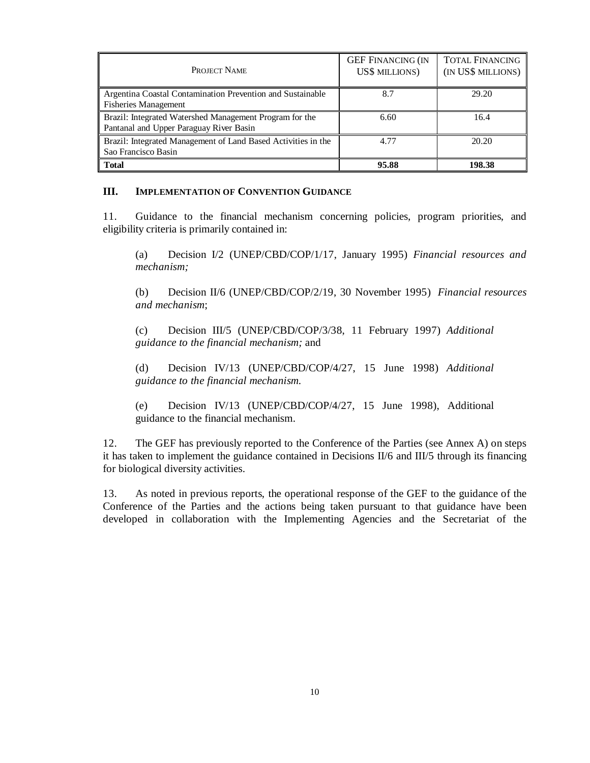| Project Name | GEF Financing (in US$ millions) | Total Financing (in US$ millions) |
| --- | --- | --- |
| Argentina Coastal Contamination Prevention and Sustainable Fisheries Management | 8.7 | 29.20 |
| Brazil: Integrated Watershed Management Program for the Pantanal and Upper Paraguay River Basin | 6.60 | 16.4 |
| Brazil: Integrated Management of Land Based Activities in the Sao Francisco Basin | 4.77 | 20.20 |
| **Total** | **95.88** | **198.38** |

## III. Implementation of Convention Guidance

11. Guidance to the financial mechanism concerning policies, program priorities, and eligibility criteria is primarily contained in:

(a) Decision I/2 (UNEP/CBD/COP/1/17, January 1995) *Financial resources and mechanism;*

(b) Decision II/6 (UNEP/CBD/COP/2/19, 30 November 1995) *Financial resources and mechanism*;

(c) Decision III/5 (UNEP/CBD/COP/3/38, 11 February 1997) *Additional guidance to the financial mechanism;* and

(d) Decision IV/13 (UNEP/CBD/COP/4/27, 15 June 1998) *Additional guidance to the financial mechanism.*

(e) Decision IV/13 (UNEP/CBD/COP/4/27, 15 June 1998), Additional guidance to the financial mechanism.

12. The GEF has previously reported to the Conference of the Parties (see Annex A) on steps it has taken to implement the guidance contained in Decisions II/6 and III/5 through its financing for biological diversity activities.

13. As noted in previous reports, the operational response of the GEF to the guidance of the Conference of the Parties and the actions being taken pursuant to that guidance have been developed in collaboration with the Implementing Agencies and the Secretariat of the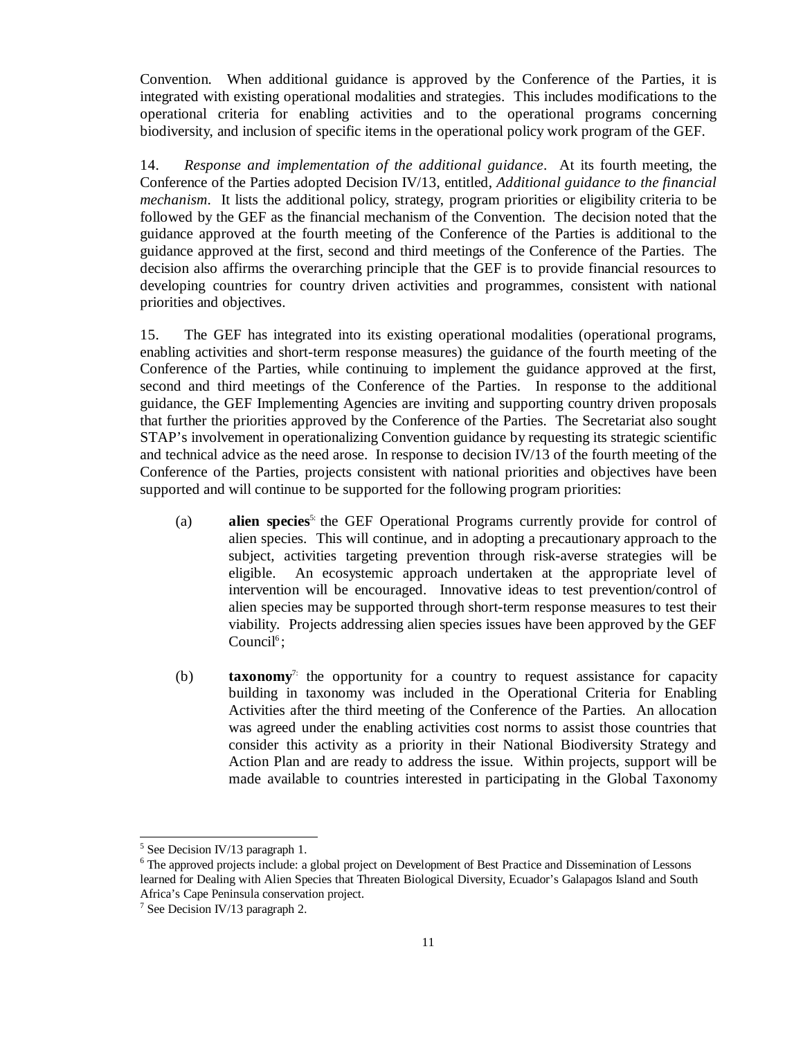Convention. When additional guidance is approved by the Conference of the Parties, it is integrated with existing operational modalities and strategies. This includes modifications to the operational criteria for enabling activities and to the operational programs concerning biodiversity, and inclusion of specific items in the operational policy work program of the GEF.

14. *Response and implementation of the additional guidance*. At its fourth meeting, the Conference of the Parties adopted Decision IV/13, entitled, *Additional guidance to the financial mechanism*. It lists the additional policy, strategy, program priorities or eligibility criteria to be followed by the GEF as the financial mechanism of the Convention. The decision noted that the guidance approved at the fourth meeting of the Conference of the Parties is additional to the guidance approved at the first, second and third meetings of the Conference of the Parties. The decision also affirms the overarching principle that the GEF is to provide financial resources to developing countries for country driven activities and programmes, consistent with national priorities and objectives.

15. The GEF has integrated into its existing operational modalities (operational programs, enabling activities and short-term response measures) the guidance of the fourth meeting of the Conference of the Parties, while continuing to implement the guidance approved at the first, second and third meetings of the Conference of the Parties. In response to the additional guidance, the GEF Implementing Agencies are inviting and supporting country driven proposals that further the priorities approved by the Conference of the Parties. The Secretariat also sought STAP's involvement in operationalizing Convention guidance by requesting its strategic scientific and technical advice as the need arose. In response to decision IV/13 of the fourth meeting of the Conference of the Parties, projects consistent with national priorities and objectives have been supported and will continue to be supported for the following program priorities:

(a) **alien species**[5]: the GEF Operational Programs currently provide for control of alien species. This will continue, and in adopting a precautionary approach to the subject, activities targeting prevention through risk-averse strategies will be eligible. An ecosystemic approach undertaken at the appropriate level of intervention will be encouraged. Innovative ideas to test prevention/control of alien species may be supported through short-term response measures to test their viability. Projects addressing alien species issues have been approved by the GEF Council[6];

(b) **taxonomy**[7]: the opportunity for a country to request assistance for capacity building in taxonomy was included in the Operational Criteria for Enabling Activities after the third meeting of the Conference of the Parties. An allocation was agreed under the enabling activities cost norms to assist those countries that consider this activity as a priority in their National Biodiversity Strategy and Action Plan and are ready to address the issue. Within projects, support will be made available to countries interested in participating in the Global Taxonomy

---

[5] See Decision IV/13 paragraph 1.

[6] The approved projects include: a global project on Development of Best Practice and Dissemination of Lessons learned for Dealing with Alien Species that Threaten Biological Diversity, Ecuador's Galapagos Island and South Africa's Cape Peninsula conservation project.

[7] See Decision IV/13 paragraph 2.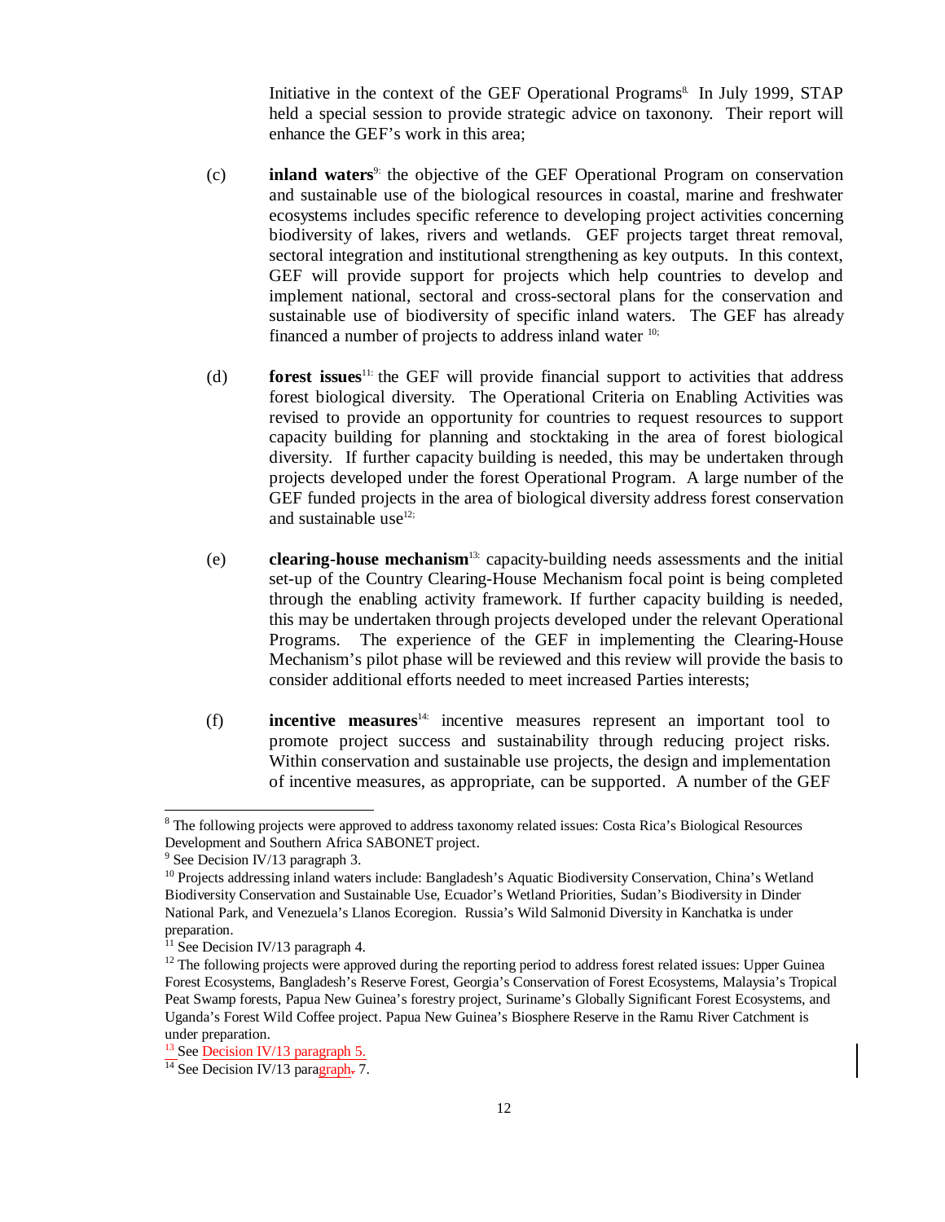Initiative in the context of the GEF Operational Programs[8]. In July 1999, STAP held a special session to provide strategic advice on taxonomy. Their report will enhance the GEF's work in this area;

(c) **inland waters**[9]: the objective of the GEF Operational Program on conservation and sustainable use of the biological resources in coastal, marine and freshwater ecosystems includes specific reference to developing project activities concerning biodiversity of lakes, rivers and wetlands. GEF projects target threat removal, sectoral integration and institutional strengthening as key outputs. In this context, GEF will provide support for projects which help countries to develop and implement national, sectoral and cross-sectoral plans for the conservation and sustainable use of biodiversity of specific inland waters. The GEF has already financed a number of projects to address inland water [10];

(d) **forest issues**[11]: the GEF will provide financial support to activities that address forest biological diversity. The Operational Criteria on Enabling Activities was revised to provide an opportunity for countries to request resources to support capacity building for planning and stocktaking in the area of forest biological diversity. If further capacity building is needed, this may be undertaken through projects developed under the forest Operational Program. A large number of the GEF funded projects in the area of biological diversity address forest conservation and sustainable use[12];

(e) **clearing-house mechanism**[13]: capacity-building needs assessments and the initial set-up of the Country Clearing-House Mechanism focal point is being completed through the enabling activity framework. If further capacity building is needed, this may be undertaken through projects developed under the relevant Operational Programs. The experience of the GEF in implementing the Clearing-House Mechanism's pilot phase will be reviewed and this review will provide the basis to consider additional efforts needed to meet increased Parties interests;

(f) **incentive measures**[14]: incentive measures represent an important tool to promote project success and sustainability through reducing project risks. Within conservation and sustainable use projects, the design and implementation of incentive measures, as appropriate, can be supported. A number of the GEF

---

[8] The following projects were approved to address taxonomy related issues: Costa Rica's Biological Resources Development and Southern Africa SABONET project.

[9] See Decision IV/13 paragraph 3.

[10] Projects addressing inland waters include: Bangladesh's Aquatic Biodiversity Conservation, China's Wetland Biodiversity Conservation and Sustainable Use, Ecuador's Wetland Priorities, Sudan's Biodiversity in Dinder National Park, and Venezuela's Llanos Ecoregion. Russia's Wild Salmonid Diversity in Kanchatka is under preparation.

[11] See Decision IV/13 paragraph 4.

[12] The following projects were approved during the reporting period to address forest related issues: Upper Guinea Forest Ecosystems, Bangladesh's Reserve Forest, Georgia's Conservation of Forest Ecosystems, Malaysia's Tropical Peat Swamp forests, Papua New Guinea's forestry project, Suriname's Globally Significant Forest Ecosystems, and Uganda's Forest Wild Coffee project. Papua New Guinea's Biosphere Reserve in the Ramu River Catchment is under preparation.

[13] See Decision IV/13 paragraph 5.

[14] See Decision IV/13 paragraph. 7.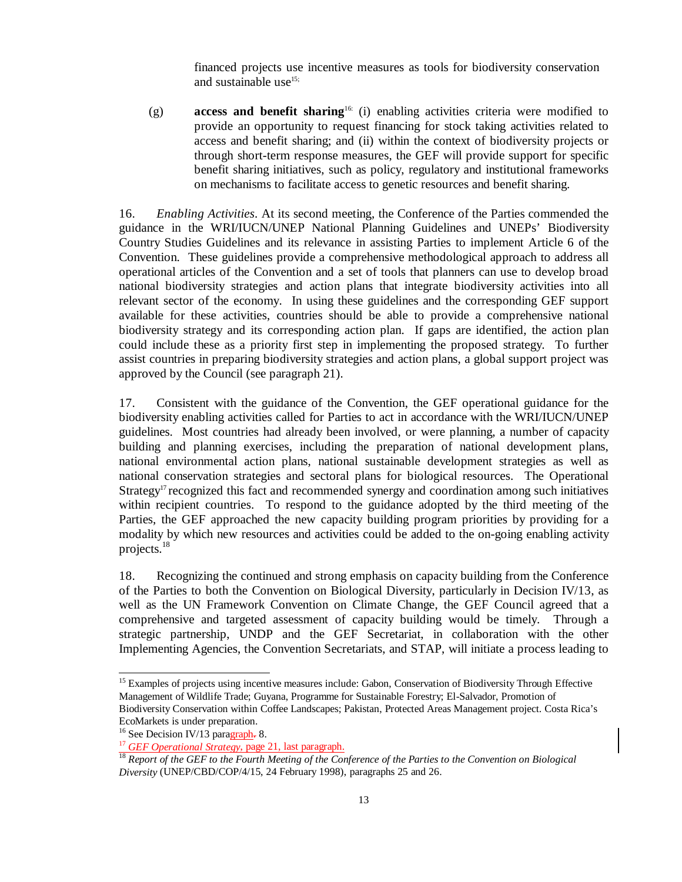financed projects use incentive measures as tools for biodiversity conservation and sustainable use[15];

(g) **access and benefit sharing**[16]: (i) enabling activities criteria were modified to provide an opportunity to request financing for stock taking activities related to access and benefit sharing; and (ii) within the context of biodiversity projects or through short-term response measures, the GEF will provide support for specific benefit sharing initiatives, such as policy, regulatory and institutional frameworks on mechanisms to facilitate access to genetic resources and benefit sharing.

16. *Enabling Activities*. At its second meeting, the Conference of the Parties commended the guidance in the WRI/IUCN/UNEP National Planning Guidelines and UNEPs' Biodiversity Country Studies Guidelines and its relevance in assisting Parties to implement Article 6 of the Convention. These guidelines provide a comprehensive methodological approach to address all operational articles of the Convention and a set of tools that planners can use to develop broad national biodiversity strategies and action plans that integrate biodiversity activities into all relevant sector of the economy. In using these guidelines and the corresponding GEF support available for these activities, countries should be able to provide a comprehensive national biodiversity strategy and its corresponding action plan. If gaps are identified, the action plan could include these as a priority first step in implementing the proposed strategy. To further assist countries in preparing biodiversity strategies and action plans, a global support project was approved by the Council (see paragraph 21).

17. Consistent with the guidance of the Convention, the GEF operational guidance for the biodiversity enabling activities called for Parties to act in accordance with the WRI/IUCN/UNEP guidelines. Most countries had already been involved, or were planning, a number of capacity building and planning exercises, including the preparation of national development plans, national environmental action plans, national sustainable development strategies as well as national conservation strategies and sectoral plans for biological resources. The Operational Strategy[17] recognized this fact and recommended synergy and coordination among such initiatives within recipient countries. To respond to the guidance adopted by the third meeting of the Parties, the GEF approached the new capacity building program priorities by providing for a modality by which new resources and activities could be added to the on-going enabling activity projects.[18]

18. Recognizing the continued and strong emphasis on capacity building from the Conference of the Parties to both the Convention on Biological Diversity, particularly in Decision IV/13, as well as the UN Framework Convention on Climate Change, the GEF Council agreed that a comprehensive and targeted assessment of capacity building would be timely. Through a strategic partnership, UNDP and the GEF Secretariat, in collaboration with the other Implementing Agencies, the Convention Secretariats, and STAP, will initiate a process leading to

---

[15] Examples of projects using incentive measures include: Gabon, Conservation of Biodiversity Through Effective Management of Wildlife Trade; Guyana, Programme for Sustainable Forestry; El-Salvador, Promotion of Biodiversity Conservation within Coffee Landscapes; Pakistan, Protected Areas Management project. Costa Rica's EcoMarkets is under preparation.

[16] See Decision IV/13 paragraph. 8.

[17] *GEF Operational Strategy*, page 21, last paragraph.

[18] *Report of the GEF to the Fourth Meeting of the Conference of the Parties to the Convention on Biological Diversity* (UNEP/CBD/COP/4/15, 24 February 1998), paragraphs 25 and 26.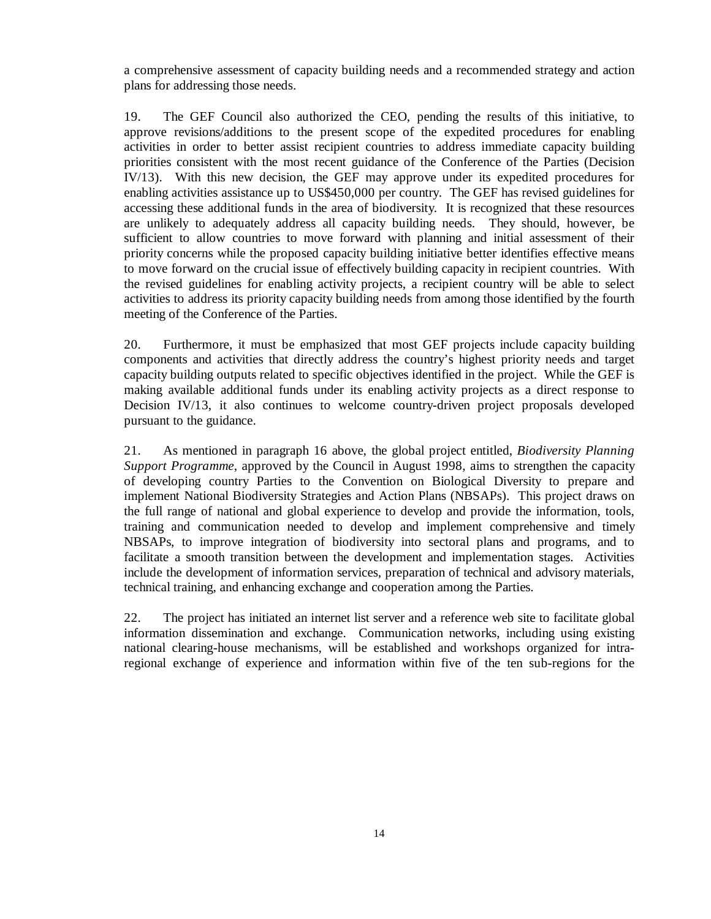a comprehensive assessment of capacity building needs and a recommended strategy and action plans for addressing those needs.

19. The GEF Council also authorized the CEO, pending the results of this initiative, to approve revisions/additions to the present scope of the expedited procedures for enabling activities in order to better assist recipient countries to address immediate capacity building priorities consistent with the most recent guidance of the Conference of the Parties (Decision IV/13). With this new decision, the GEF may approve under its expedited procedures for enabling activities assistance up to US$450,000 per country. The GEF has revised guidelines for accessing these additional funds in the area of biodiversity. It is recognized that these resources are unlikely to adequately address all capacity building needs. They should, however, be sufficient to allow countries to move forward with planning and initial assessment of their priority concerns while the proposed capacity building initiative better identifies effective means to move forward on the crucial issue of effectively building capacity in recipient countries. With the revised guidelines for enabling activity projects, a recipient country will be able to select activities to address its priority capacity building needs from among those identified by the fourth meeting of the Conference of the Parties.

20. Furthermore, it must be emphasized that most GEF projects include capacity building components and activities that directly address the country's highest priority needs and target capacity building outputs related to specific objectives identified in the project. While the GEF is making available additional funds under its enabling activity projects as a direct response to Decision IV/13, it also continues to welcome country-driven project proposals developed pursuant to the guidance.

21. As mentioned in paragraph 16 above, the global project entitled, *Biodiversity Planning Support Programme*, approved by the Council in August 1998, aims to strengthen the capacity of developing country Parties to the Convention on Biological Diversity to prepare and implement National Biodiversity Strategies and Action Plans (NBSAPs). This project draws on the full range of national and global experience to develop and provide the information, tools, training and communication needed to develop and implement comprehensive and timely NBSAPs, to improve integration of biodiversity into sectoral plans and programs, and to facilitate a smooth transition between the development and implementation stages. Activities include the development of information services, preparation of technical and advisory materials, technical training, and enhancing exchange and cooperation among the Parties.

22. The project has initiated an internet list server and a reference web site to facilitate global information dissemination and exchange. Communication networks, including using existing national clearing-house mechanisms, will be established and workshops organized for intra-regional exchange of experience and information within five of the ten sub-regions for the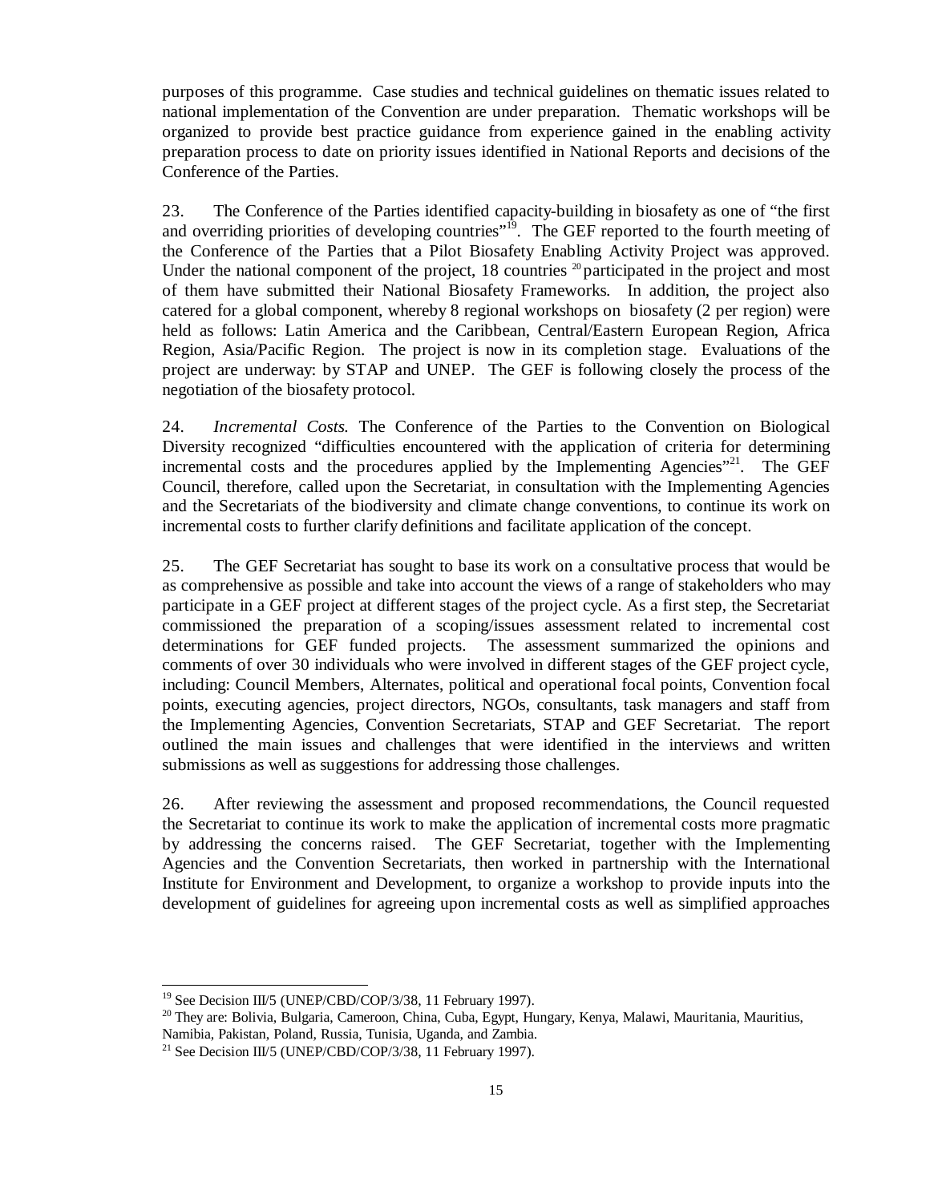purposes of this programme. Case studies and technical guidelines on thematic issues related to national implementation of the Convention are under preparation. Thematic workshops will be organized to provide best practice guidance from experience gained in the enabling activity preparation process to date on priority issues identified in National Reports and decisions of the Conference of the Parties.

23. The Conference of the Parties identified capacity-building in biosafety as one of "the first and overriding priorities of developing countries"[19]. The GEF reported to the fourth meeting of the Conference of the Parties that a Pilot Biosafety Enabling Activity Project was approved. Under the national component of the project, 18 countries [20] participated in the project and most of them have submitted their National Biosafety Frameworks. In addition, the project also catered for a global component, whereby 8 regional workshops on biosafety (2 per region) were held as follows: Latin America and the Caribbean, Central/Eastern European Region, Africa Region, Asia/Pacific Region. The project is now in its completion stage. Evaluations of the project are underway: by STAP and UNEP. The GEF is following closely the process of the negotiation of the biosafety protocol.

24. *Incremental Costs.* The Conference of the Parties to the Convention on Biological Diversity recognized "difficulties encountered with the application of criteria for determining incremental costs and the procedures applied by the Implementing Agencies"[21]. The GEF Council, therefore, called upon the Secretariat, in consultation with the Implementing Agencies and the Secretariats of the biodiversity and climate change conventions, to continue its work on incremental costs to further clarify definitions and facilitate application of the concept.

25. The GEF Secretariat has sought to base its work on a consultative process that would be as comprehensive as possible and take into account the views of a range of stakeholders who may participate in a GEF project at different stages of the project cycle. As a first step, the Secretariat commissioned the preparation of a scoping/issues assessment related to incremental cost determinations for GEF funded projects. The assessment summarized the opinions and comments of over 30 individuals who were involved in different stages of the GEF project cycle, including: Council Members, Alternates, political and operational focal points, Convention focal points, executing agencies, project directors, NGOs, consultants, task managers and staff from the Implementing Agencies, Convention Secretariats, STAP and GEF Secretariat. The report outlined the main issues and challenges that were identified in the interviews and written submissions as well as suggestions for addressing those challenges.

26. After reviewing the assessment and proposed recommendations, the Council requested the Secretariat to continue its work to make the application of incremental costs more pragmatic by addressing the concerns raised. The GEF Secretariat, together with the Implementing Agencies and the Convention Secretariats, then worked in partnership with the International Institute for Environment and Development, to organize a workshop to provide inputs into the development of guidelines for agreeing upon incremental costs as well as simplified approaches

---

[19] See Decision III/5 (UNEP/CBD/COP/3/38, 11 February 1997).

[20] They are: Bolivia, Bulgaria, Cameroon, China, Cuba, Egypt, Hungary, Kenya, Malawi, Mauritania, Mauritius, Namibia, Pakistan, Poland, Russia, Tunisia, Uganda, and Zambia.

[21] See Decision III/5 (UNEP/CBD/COP/3/38, 11 February 1997).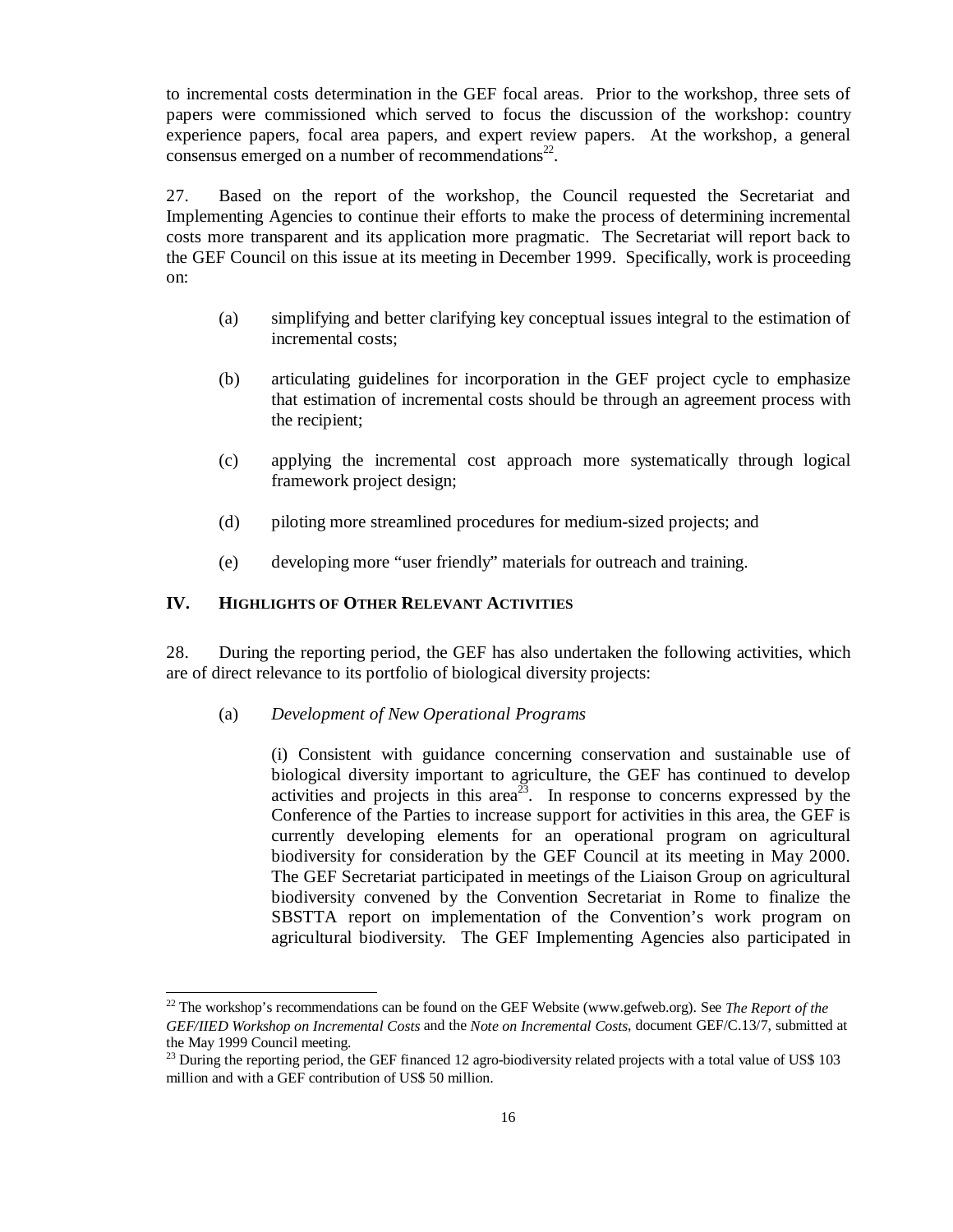to incremental costs determination in the GEF focal areas. Prior to the workshop, three sets of papers were commissioned which served to focus the discussion of the workshop: country experience papers, focal area papers, and expert review papers. At the workshop, a general consensus emerged on a number of recommendations[22].

27. Based on the report of the workshop, the Council requested the Secretariat and Implementing Agencies to continue their efforts to make the process of determining incremental costs more transparent and its application more pragmatic. The Secretariat will report back to the GEF Council on this issue at its meeting in December 1999. Specifically, work is proceeding on:

(a) simplifying and better clarifying key conceptual issues integral to the estimation of incremental costs;

(b) articulating guidelines for incorporation in the GEF project cycle to emphasize that estimation of incremental costs should be through an agreement process with the recipient;

(c) applying the incremental cost approach more systematically through logical framework project design;

(d) piloting more streamlined procedures for medium-sized projects; and

(e) developing more "user friendly" materials for outreach and training.

## IV. Highlights of Other Relevant Activities

28. During the reporting period, the GEF has also undertaken the following activities, which are of direct relevance to its portfolio of biological diversity projects:

(a) *Development of New Operational Programs*

(i) Consistent with guidance concerning conservation and sustainable use of biological diversity important to agriculture, the GEF has continued to develop activities and projects in this area[23]. In response to concerns expressed by the Conference of the Parties to increase support for activities in this area, the GEF is currently developing elements for an operational program on agricultural biodiversity for consideration by the GEF Council at its meeting in May 2000. The GEF Secretariat participated in meetings of the Liaison Group on agricultural biodiversity convened by the Convention Secretariat in Rome to finalize the SBSTTA report on implementation of the Convention's work program on agricultural biodiversity. The GEF Implementing Agencies also participated in

---

[22] The workshop's recommendations can be found on the GEF Website (www.gefweb.org). See *The Report of the GEF/IIED Workshop on Incremental Costs* and the *Note on Incremental Costs*, document GEF/C.13/7, submitted at the May 1999 Council meeting.

[23] During the reporting period, the GEF financed 12 agro-biodiversity related projects with a total value of US$ 103 million and with a GEF contribution of US$ 50 million.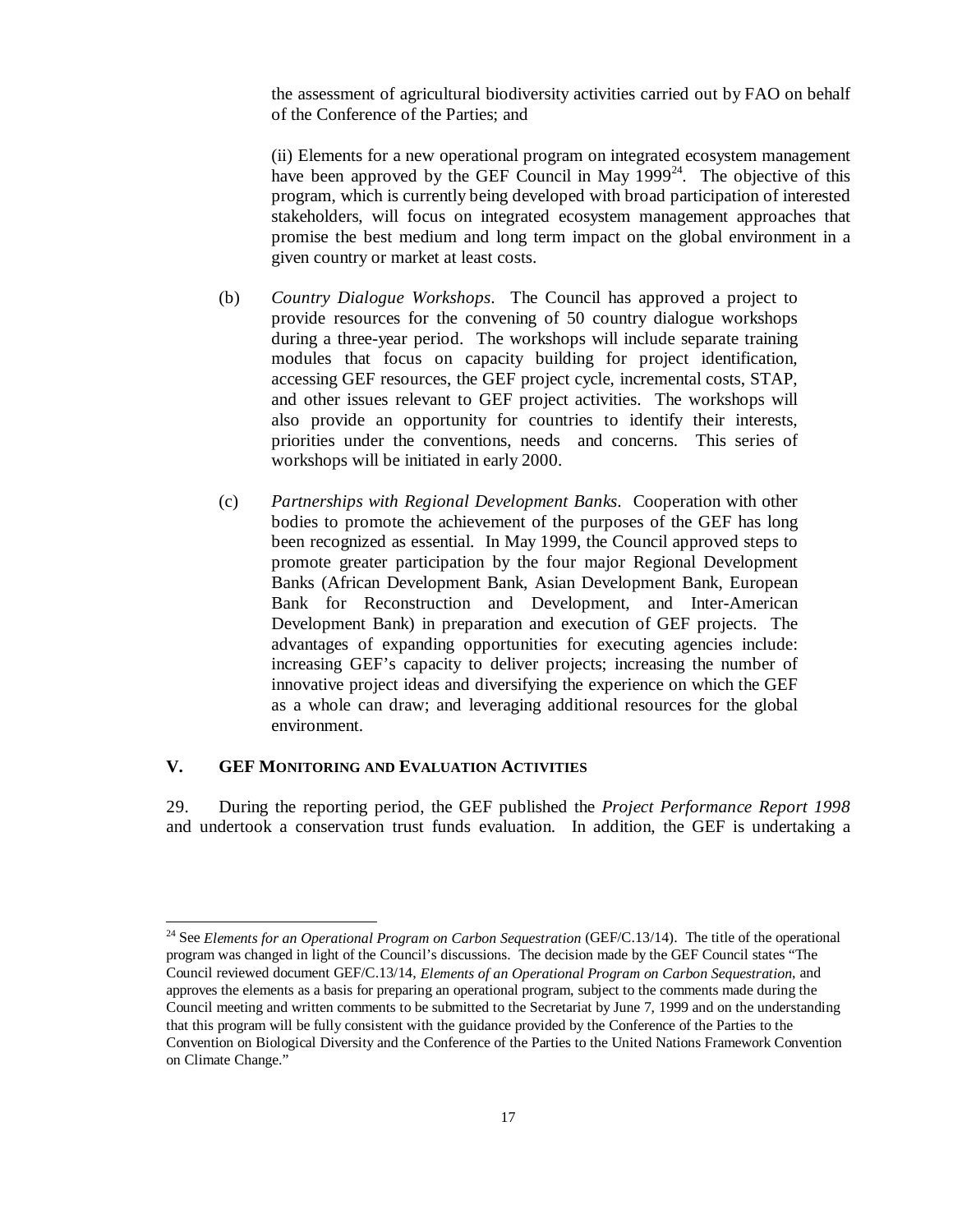the assessment of agricultural biodiversity activities carried out by FAO on behalf of the Conference of the Parties; and

(ii) Elements for a new operational program on integrated ecosystem management have been approved by the GEF Council in May 1999[24]. The objective of this program, which is currently being developed with broad participation of interested stakeholders, will focus on integrated ecosystem management approaches that promise the best medium and long term impact on the global environment in a given country or market at least costs.

(b) *Country Dialogue Workshops*. The Council has approved a project to provide resources for the convening of 50 country dialogue workshops during a three-year period. The workshops will include separate training modules that focus on capacity building for project identification, accessing GEF resources, the GEF project cycle, incremental costs, STAP, and other issues relevant to GEF project activities. The workshops will also provide an opportunity for countries to identify their interests, priorities under the conventions, needs and concerns. This series of workshops will be initiated in early 2000.

(c) *Partnerships with Regional Development Banks*. Cooperation with other bodies to promote the achievement of the purposes of the GEF has long been recognized as essential. In May 1999, the Council approved steps to promote greater participation by the four major Regional Development Banks (African Development Bank, Asian Development Bank, European Bank for Reconstruction and Development, and Inter-American Development Bank) in preparation and execution of GEF projects. The advantages of expanding opportunities for executing agencies include: increasing GEF's capacity to deliver projects; increasing the number of innovative project ideas and diversifying the experience on which the GEF as a whole can draw; and leveraging additional resources for the global environment.

## V. GEF MONITORING AND EVALUATION ACTIVITIES

29. During the reporting period, the GEF published the *Project Performance Report 1998* and undertook a conservation trust funds evaluation. In addition, the GEF is undertaking a

---

[24] See *Elements for an Operational Program on Carbon Sequestration* (GEF/C.13/14). The title of the operational program was changed in light of the Council's discussions. The decision made by the GEF Council states "The Council reviewed document GEF/C.13/14, *Elements of an Operational Program on Carbon Sequestration*, and approves the elements as a basis for preparing an operational program, subject to the comments made during the Council meeting and written comments to be submitted to the Secretariat by June 7, 1999 and on the understanding that this program will be fully consistent with the guidance provided by the Conference of the Parties to the Convention on Biological Diversity and the Conference of the Parties to the United Nations Framework Convention on Climate Change."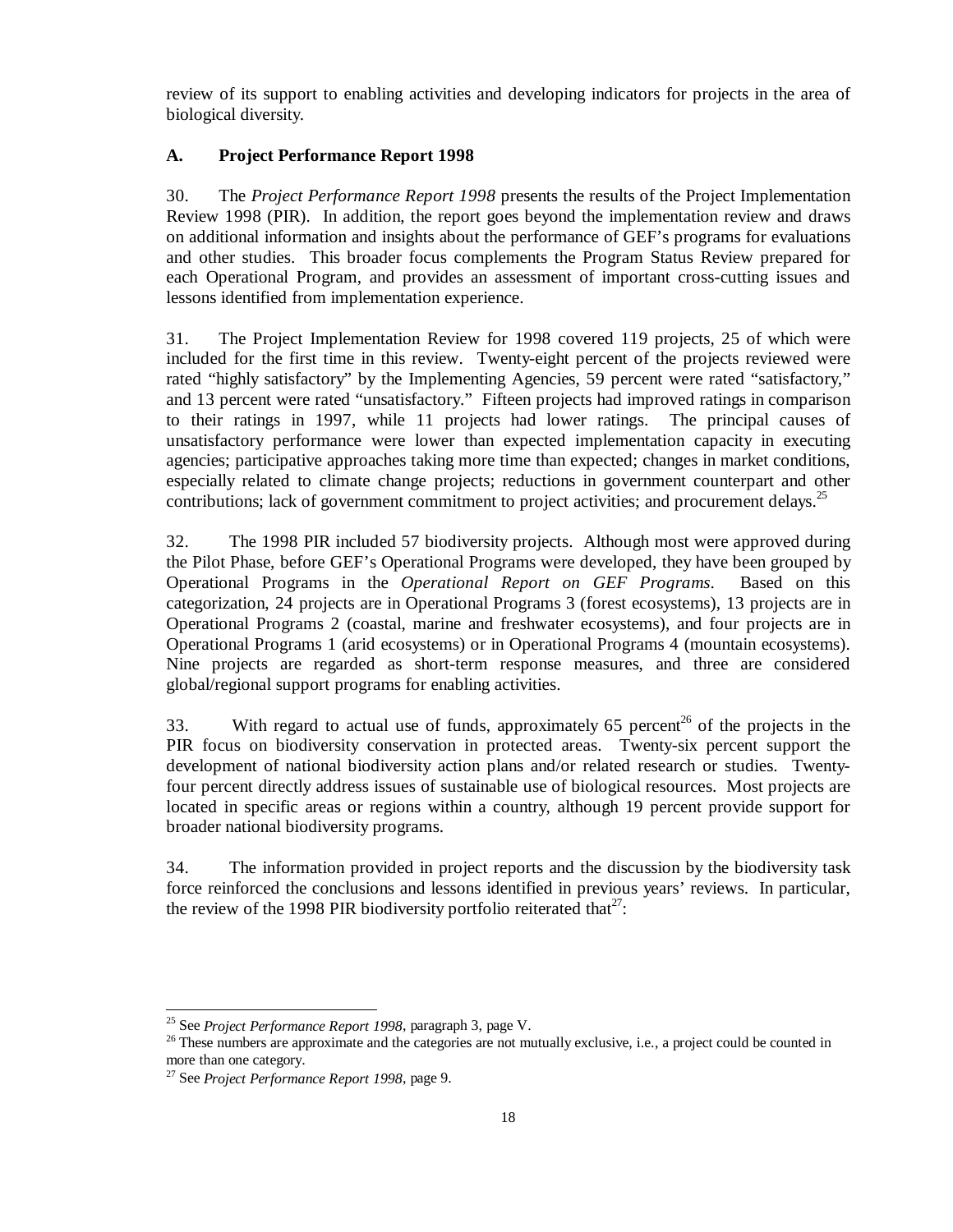review of its support to enabling activities and developing indicators for projects in the area of biological diversity.

### A. Project Performance Report 1998

30. The *Project Performance Report 1998* presents the results of the Project Implementation Review 1998 (PIR). In addition, the report goes beyond the implementation review and draws on additional information and insights about the performance of GEF's programs for evaluations and other studies. This broader focus complements the Program Status Review prepared for each Operational Program, and provides an assessment of important cross-cutting issues and lessons identified from implementation experience.

31. The Project Implementation Review for 1998 covered 119 projects, 25 of which were included for the first time in this review. Twenty-eight percent of the projects reviewed were rated "highly satisfactory" by the Implementing Agencies, 59 percent were rated "satisfactory," and 13 percent were rated "unsatisfactory." Fifteen projects had improved ratings in comparison to their ratings in 1997, while 11 projects had lower ratings. The principal causes of unsatisfactory performance were lower than expected implementation capacity in executing agencies; participative approaches taking more time than expected; changes in market conditions, especially related to climate change projects; reductions in government counterpart and other contributions; lack of government commitment to project activities; and procurement delays.[25]

32. The 1998 PIR included 57 biodiversity projects. Although most were approved during the Pilot Phase, before GEF's Operational Programs were developed, they have been grouped by Operational Programs in the *Operational Report on GEF Programs*. Based on this categorization, 24 projects are in Operational Programs 3 (forest ecosystems), 13 projects are in Operational Programs 2 (coastal, marine and freshwater ecosystems), and four projects are in Operational Programs 1 (arid ecosystems) or in Operational Programs 4 (mountain ecosystems). Nine projects are regarded as short-term response measures, and three are considered global/regional support programs for enabling activities.

33. With regard to actual use of funds, approximately 65 percent[26] of the projects in the PIR focus on biodiversity conservation in protected areas. Twenty-six percent support the development of national biodiversity action plans and/or related research or studies. Twenty-four percent directly address issues of sustainable use of biological resources. Most projects are located in specific areas or regions within a country, although 19 percent provide support for broader national biodiversity programs.

34. The information provided in project reports and the discussion by the biodiversity task force reinforced the conclusions and lessons identified in previous years' reviews. In particular, the review of the 1998 PIR biodiversity portfolio reiterated that[27]:

---

[25] See *Project Performance Report 1998*, paragraph 3, page V.

[26] These numbers are approximate and the categories are not mutually exclusive, i.e., a project could be counted in more than one category.

[27] See *Project Performance Report 1998*, page 9.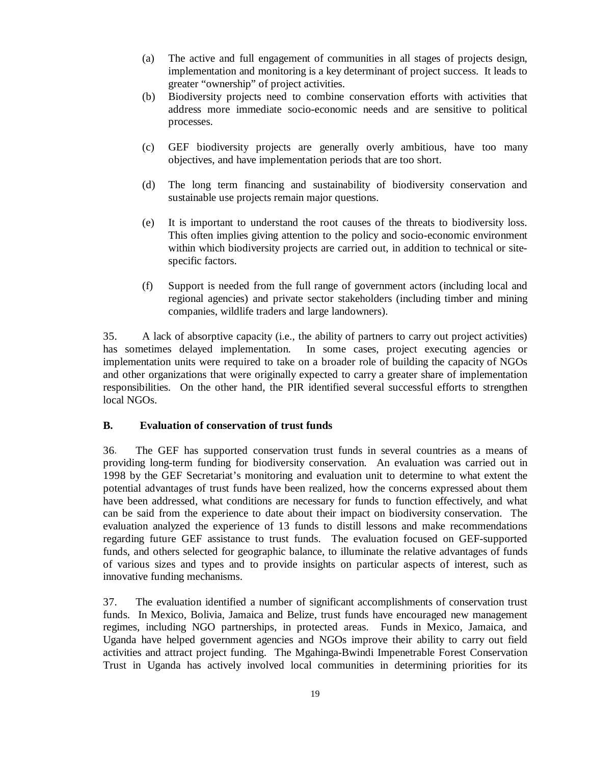(a) The active and full engagement of communities in all stages of projects design, implementation and monitoring is a key determinant of project success. It leads to greater "ownership" of project activities.

(b) Biodiversity projects need to combine conservation efforts with activities that address more immediate socio-economic needs and are sensitive to political processes.

(c) GEF biodiversity projects are generally overly ambitious, have too many objectives, and have implementation periods that are too short.

(d) The long term financing and sustainability of biodiversity conservation and sustainable use projects remain major questions.

(e) It is important to understand the root causes of the threats to biodiversity loss. This often implies giving attention to the policy and socio-economic environment within which biodiversity projects are carried out, in addition to technical or site-specific factors.

(f) Support is needed from the full range of government actors (including local and regional agencies) and private sector stakeholders (including timber and mining companies, wildlife traders and large landowners).

35. A lack of absorptive capacity (i.e., the ability of partners to carry out project activities) has sometimes delayed implementation. In some cases, project executing agencies or implementation units were required to take on a broader role of building the capacity of NGOs and other organizations that were originally expected to carry a greater share of implementation responsibilities. On the other hand, the PIR identified several successful efforts to strengthen local NGOs.

**B. Evaluation of conservation of trust funds**

36. The GEF has supported conservation trust funds in several countries as a means of providing long-term funding for biodiversity conservation. An evaluation was carried out in 1998 by the GEF Secretariat's monitoring and evaluation unit to determine to what extent the potential advantages of trust funds have been realized, how the concerns expressed about them have been addressed, what conditions are necessary for funds to function effectively, and what can be said from the experience to date about their impact on biodiversity conservation. The evaluation analyzed the experience of 13 funds to distill lessons and make recommendations regarding future GEF assistance to trust funds. The evaluation focused on GEF-supported funds, and others selected for geographic balance, to illuminate the relative advantages of funds of various sizes and types and to provide insights on particular aspects of interest, such as innovative funding mechanisms.

37. The evaluation identified a number of significant accomplishments of conservation trust funds. In Mexico, Bolivia, Jamaica and Belize, trust funds have encouraged new management regimes, including NGO partnerships, in protected areas. Funds in Mexico, Jamaica, and Uganda have helped government agencies and NGOs improve their ability to carry out field activities and attract project funding. The Mgahinga-Bwindi Impenetrable Forest Conservation Trust in Uganda has actively involved local communities in determining priorities for its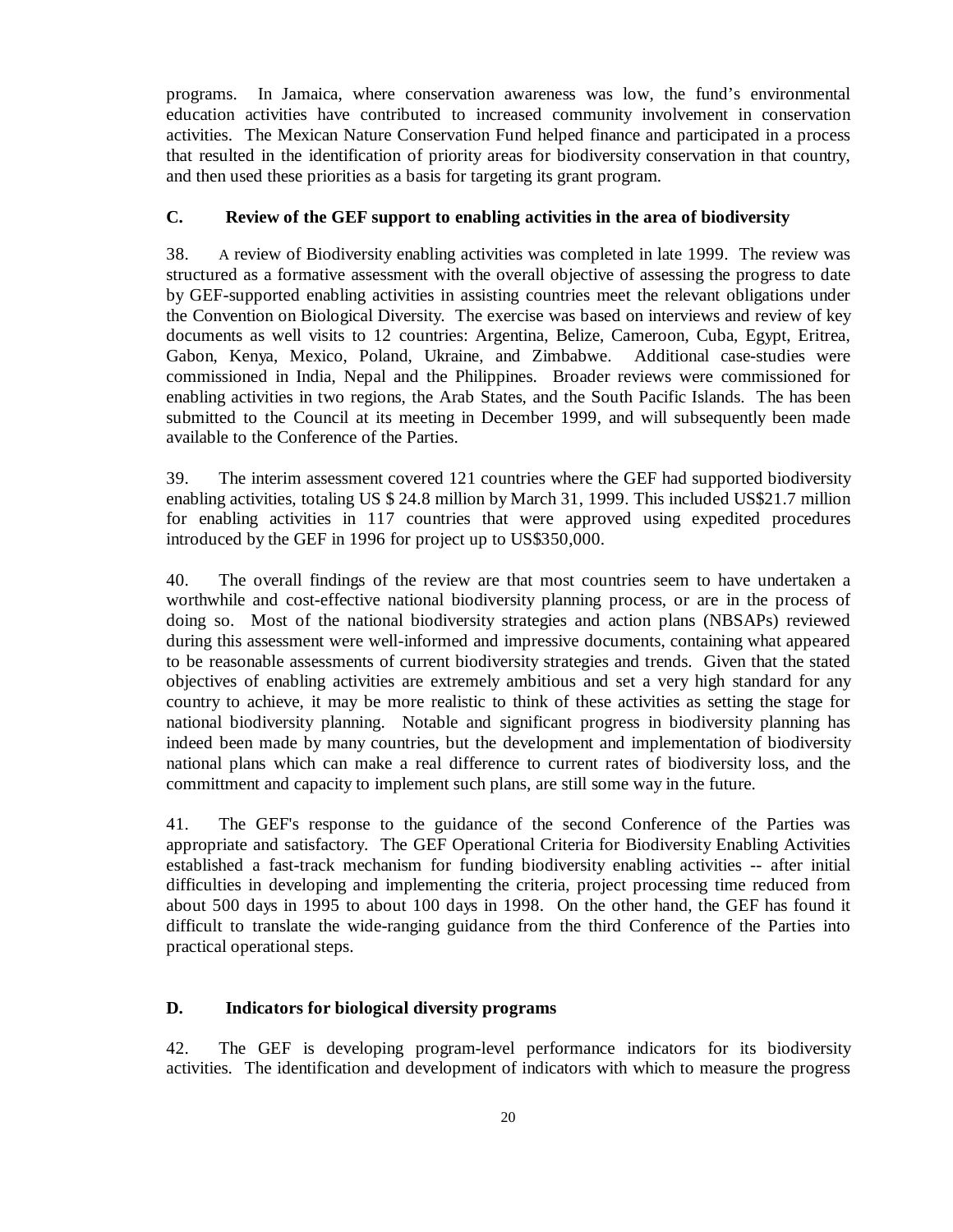programs. In Jamaica, where conservation awareness was low, the fund's environmental education activities have contributed to increased community involvement in conservation activities. The Mexican Nature Conservation Fund helped finance and participated in a process that resulted in the identification of priority areas for biodiversity conservation in that country, and then used these priorities as a basis for targeting its grant program.

### C. Review of the GEF support to enabling activities in the area of biodiversity

38. A review of Biodiversity enabling activities was completed in late 1999. The review was structured as a formative assessment with the overall objective of assessing the progress to date by GEF-supported enabling activities in assisting countries meet the relevant obligations under the Convention on Biological Diversity. The exercise was based on interviews and review of key documents as well visits to 12 countries: Argentina, Belize, Cameroon, Cuba, Egypt, Eritrea, Gabon, Kenya, Mexico, Poland, Ukraine, and Zimbabwe. Additional case-studies were commissioned in India, Nepal and the Philippines. Broader reviews were commissioned for enabling activities in two regions, the Arab States, and the South Pacific Islands. The has been submitted to the Council at its meeting in December 1999, and will subsequently been made available to the Conference of the Parties.

39. The interim assessment covered 121 countries where the GEF had supported biodiversity enabling activities, totaling US $ 24.8 million by March 31, 1999. This included US$21.7 million for enabling activities in 117 countries that were approved using expedited procedures introduced by the GEF in 1996 for project up to US$350,000.

40. The overall findings of the review are that most countries seem to have undertaken a worthwhile and cost-effective national biodiversity planning process, or are in the process of doing so. Most of the national biodiversity strategies and action plans (NBSAPs) reviewed during this assessment were well-informed and impressive documents, containing what appeared to be reasonable assessments of current biodiversity strategies and trends. Given that the stated objectives of enabling activities are extremely ambitious and set a very high standard for any country to achieve, it may be more realistic to think of these activities as setting the stage for national biodiversity planning. Notable and significant progress in biodiversity planning has indeed been made by many countries, but the development and implementation of biodiversity national plans which can make a real difference to current rates of biodiversity loss, and the committment and capacity to implement such plans, are still some way in the future.

41. The GEF's response to the guidance of the second Conference of the Parties was appropriate and satisfactory. The GEF Operational Criteria for Biodiversity Enabling Activities established a fast-track mechanism for funding biodiversity enabling activities -- after initial difficulties in developing and implementing the criteria, project processing time reduced from about 500 days in 1995 to about 100 days in 1998. On the other hand, the GEF has found it difficult to translate the wide-ranging guidance from the third Conference of the Parties into practical operational steps.

### D. Indicators for biological diversity programs

42. The GEF is developing program-level performance indicators for its biodiversity activities. The identification and development of indicators with which to measure the progress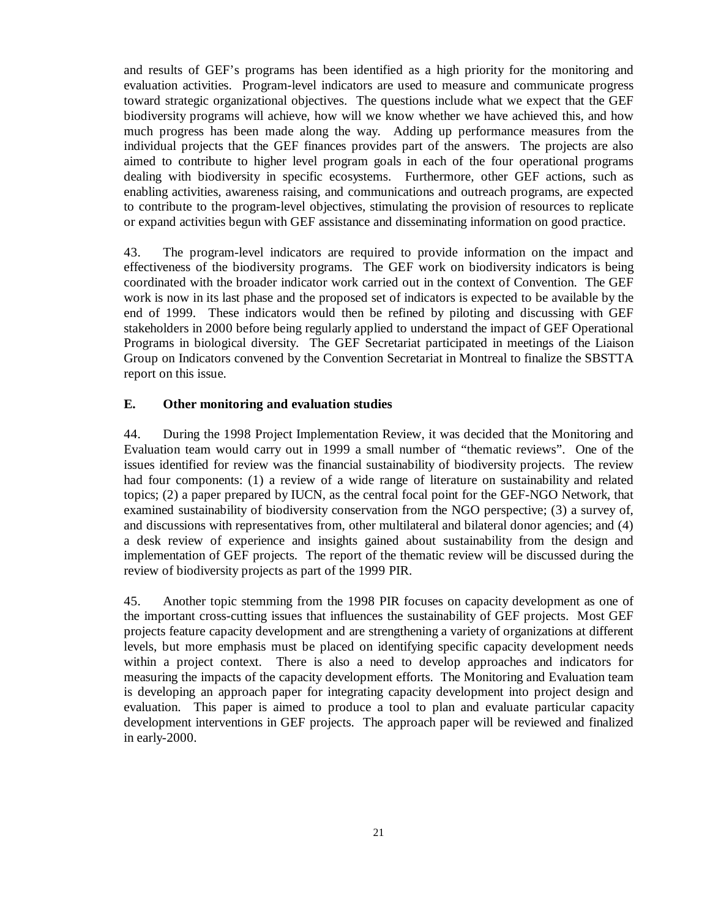and results of GEF's programs has been identified as a high priority for the monitoring and evaluation activities. Program-level indicators are used to measure and communicate progress toward strategic organizational objectives. The questions include what we expect that the GEF biodiversity programs will achieve, how will we know whether we have achieved this, and how much progress has been made along the way. Adding up performance measures from the individual projects that the GEF finances provides part of the answers. The projects are also aimed to contribute to higher level program goals in each of the four operational programs dealing with biodiversity in specific ecosystems. Furthermore, other GEF actions, such as enabling activities, awareness raising, and communications and outreach programs, are expected to contribute to the program-level objectives, stimulating the provision of resources to replicate or expand activities begun with GEF assistance and disseminating information on good practice.

43. The program-level indicators are required to provide information on the impact and effectiveness of the biodiversity programs. The GEF work on biodiversity indicators is being coordinated with the broader indicator work carried out in the context of Convention. The GEF work is now in its last phase and the proposed set of indicators is expected to be available by the end of 1999. These indicators would then be refined by piloting and discussing with GEF stakeholders in 2000 before being regularly applied to understand the impact of GEF Operational Programs in biological diversity. The GEF Secretariat participated in meetings of the Liaison Group on Indicators convened by the Convention Secretariat in Montreal to finalize the SBSTTA report on this issue.

### E. Other monitoring and evaluation studies

44. During the 1998 Project Implementation Review, it was decided that the Monitoring and Evaluation team would carry out in 1999 a small number of "thematic reviews". One of the issues identified for review was the financial sustainability of biodiversity projects. The review had four components: (1) a review of a wide range of literature on sustainability and related topics; (2) a paper prepared by IUCN, as the central focal point for the GEF-NGO Network, that examined sustainability of biodiversity conservation from the NGO perspective; (3) a survey of, and discussions with representatives from, other multilateral and bilateral donor agencies; and (4) a desk review of experience and insights gained about sustainability from the design and implementation of GEF projects. The report of the thematic review will be discussed during the review of biodiversity projects as part of the 1999 PIR.

45. Another topic stemming from the 1998 PIR focuses on capacity development as one of the important cross-cutting issues that influences the sustainability of GEF projects. Most GEF projects feature capacity development and are strengthening a variety of organizations at different levels, but more emphasis must be placed on identifying specific capacity development needs within a project context. There is also a need to develop approaches and indicators for measuring the impacts of the capacity development efforts. The Monitoring and Evaluation team is developing an approach paper for integrating capacity development into project design and evaluation. This paper is aimed to produce a tool to plan and evaluate particular capacity development interventions in GEF projects. The approach paper will be reviewed and finalized in early-2000.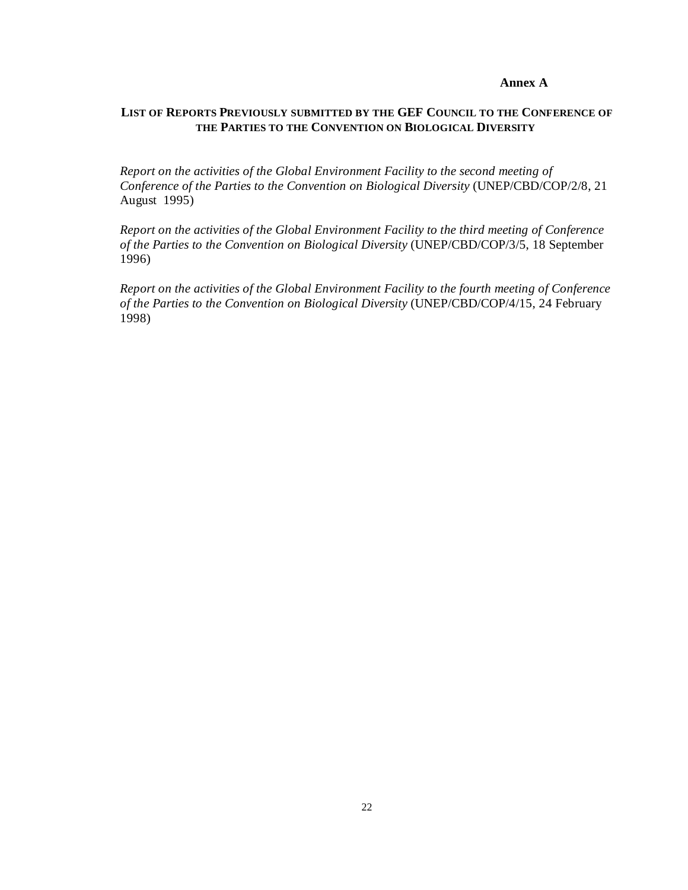**Annex A**

## LIST OF REPORTS PREVIOUSLY SUBMITTED BY THE GEF COUNCIL TO THE CONFERENCE OF THE PARTIES TO THE CONVENTION ON BIOLOGICAL DIVERSITY

*Report on the activities of the Global Environment Facility to the second meeting of Conference of the Parties to the Convention on Biological Diversity* (UNEP/CBD/COP/2/8, 21 August 1995)

*Report on the activities of the Global Environment Facility to the third meeting of Conference of the Parties to the Convention on Biological Diversity* (UNEP/CBD/COP/3/5, 18 September 1996)

*Report on the activities of the Global Environment Facility to the fourth meeting of Conference of the Parties to the Convention on Biological Diversity* (UNEP/CBD/COP/4/15, 24 February 1998)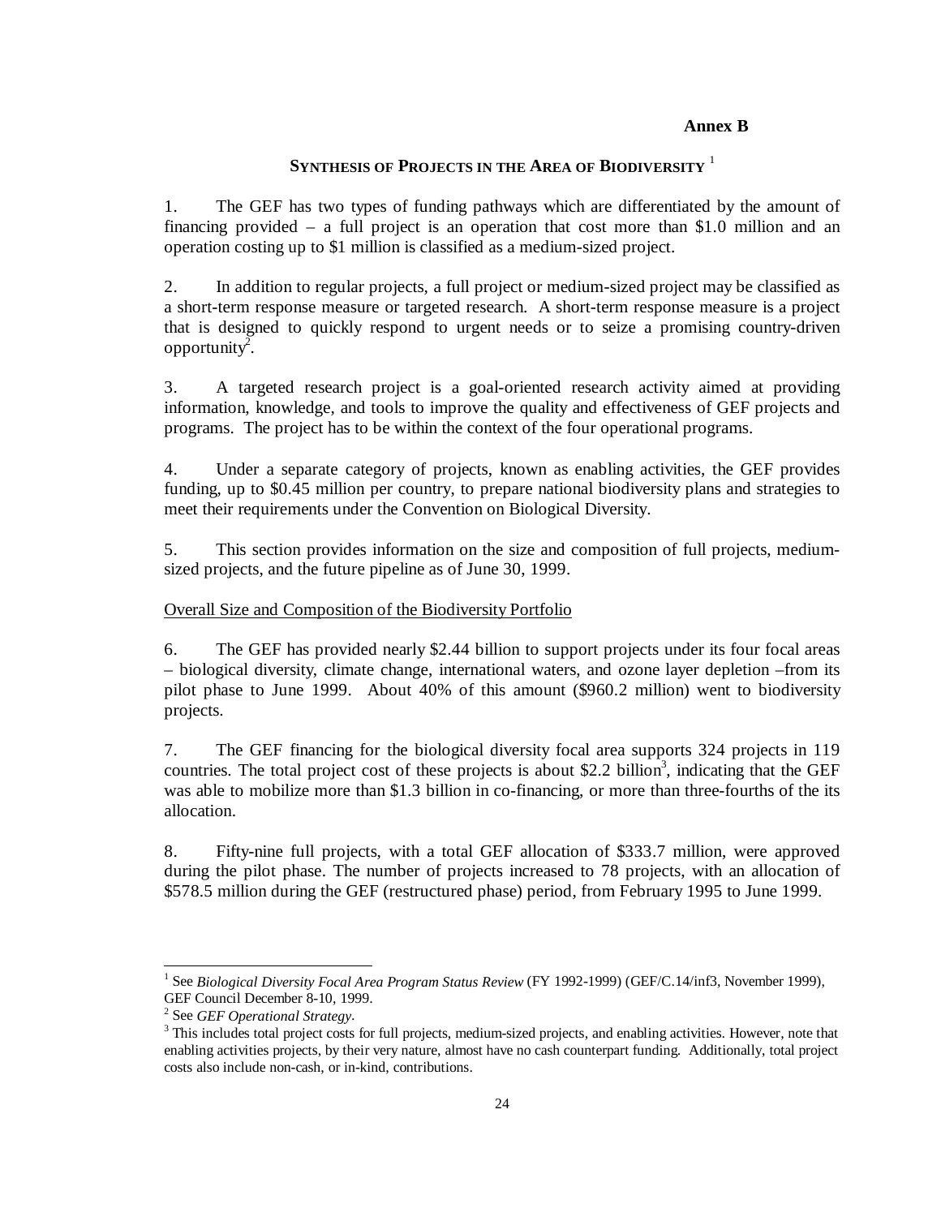**Annex B**

## Synthesis of Projects in the Area of Biodiversity [1]

1. The GEF has two types of funding pathways which are differentiated by the amount of financing provided – a full project is an operation that cost more than $1.0 million and an operation costing up to $1 million is classified as a medium-sized project.

2. In addition to regular projects, a full project or medium-sized project may be classified as a short-term response measure or targeted research. A short-term response measure is a project that is designed to quickly respond to urgent needs or to seize a promising country-driven opportunity[2].

3. A targeted research project is a goal-oriented research activity aimed at providing information, knowledge, and tools to improve the quality and effectiveness of GEF projects and programs. The project has to be within the context of the four operational programs.

4. Under a separate category of projects, known as enabling activities, the GEF provides funding, up to $0.45 million per country, to prepare national biodiversity plans and strategies to meet their requirements under the Convention on Biological Diversity.

5. This section provides information on the size and composition of full projects, medium-sized projects, and the future pipeline as of June 30, 1999.

Overall Size and Composition of the Biodiversity Portfolio

6. The GEF has provided nearly $2.44 billion to support projects under its four focal areas – biological diversity, climate change, international waters, and ozone layer depletion –from its pilot phase to June 1999. About 40% of this amount ($960.2 million) went to biodiversity projects.

7. The GEF financing for the biological diversity focal area supports 324 projects in 119 countries. The total project cost of these projects is about $2.2 billion[3], indicating that the GEF was able to mobilize more than $1.3 billion in co-financing, or more than three-fourths of the its allocation.

8. Fifty-nine full projects, with a total GEF allocation of $333.7 million, were approved during the pilot phase. The number of projects increased to 78 projects, with an allocation of $578.5 million during the GEF (restructured phase) period, from February 1995 to June 1999.

---

[1] See *Biological Diversity Focal Area Program Status Review* (FY 1992-1999) (GEF/C.14/inf3, November 1999), GEF Council December 8-10, 1999.

[2] See *GEF Operational Strategy*.

[3] This includes total project costs for full projects, medium-sized projects, and enabling activities. However, note that enabling activities projects, by their very nature, almost have no cash counterpart funding. Additionally, total project costs also include non-cash, or in-kind, contributions.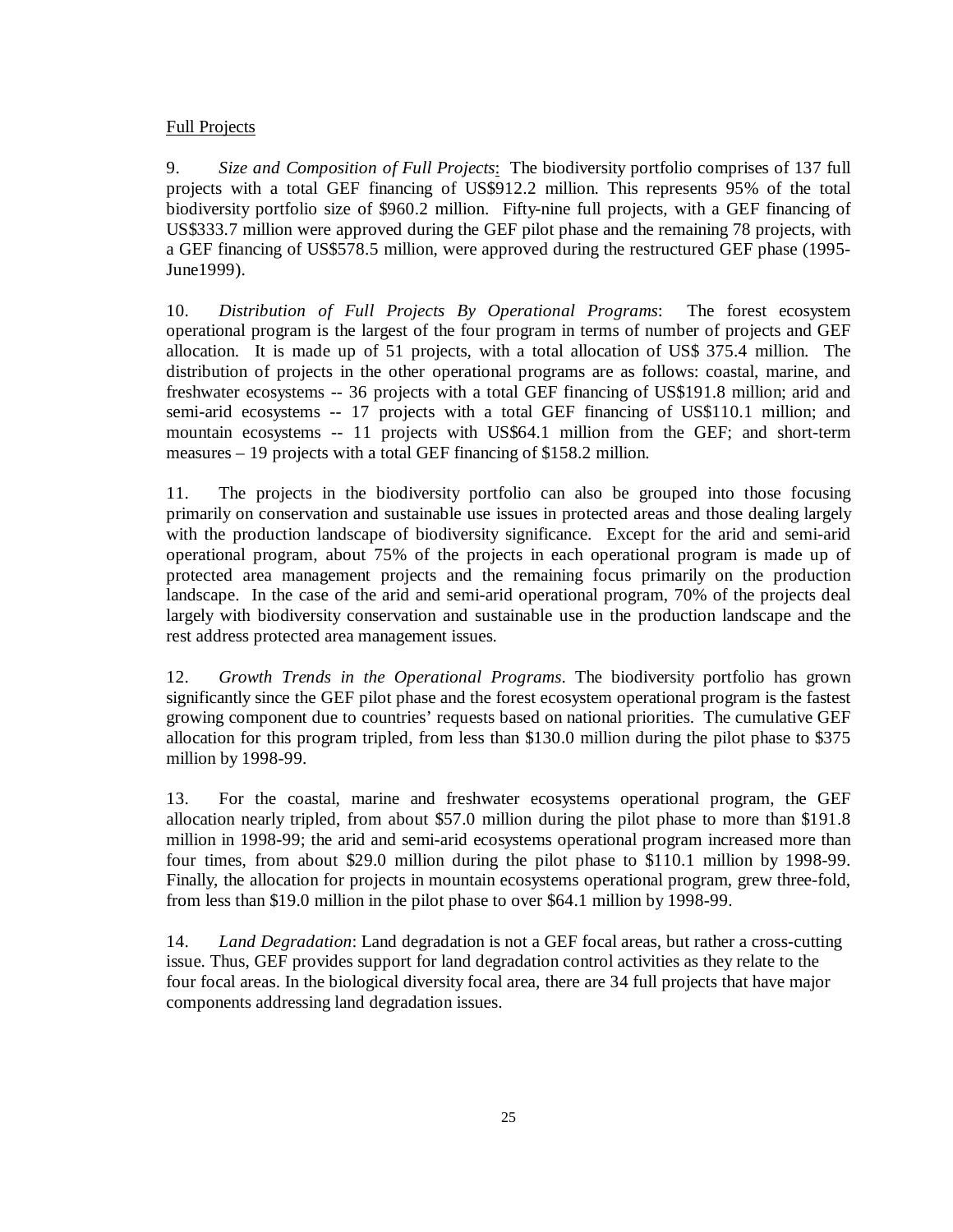Full Projects

9. *Size and Composition of Full Projects*: The biodiversity portfolio comprises of 137 full projects with a total GEF financing of US$912.2 million. This represents 95% of the total biodiversity portfolio size of $960.2 million. Fifty-nine full projects, with a GEF financing of US$333.7 million were approved during the GEF pilot phase and the remaining 78 projects, with a GEF financing of US$578.5 million, were approved during the restructured GEF phase (1995-June1999).

10. *Distribution of Full Projects By Operational Programs*: The forest ecosystem operational program is the largest of the four program in terms of number of projects and GEF allocation. It is made up of 51 projects, with a total allocation of US$ 375.4 million. The distribution of projects in the other operational programs are as follows: coastal, marine, and freshwater ecosystems -- 36 projects with a total GEF financing of US$191.8 million; arid and semi-arid ecosystems -- 17 projects with a total GEF financing of US$110.1 million; and mountain ecosystems -- 11 projects with US$64.1 million from the GEF; and short-term measures – 19 projects with a total GEF financing of $158.2 million.

11. The projects in the biodiversity portfolio can also be grouped into those focusing primarily on conservation and sustainable use issues in protected areas and those dealing largely with the production landscape of biodiversity significance. Except for the arid and semi-arid operational program, about 75% of the projects in each operational program is made up of protected area management projects and the remaining focus primarily on the production landscape. In the case of the arid and semi-arid operational program, 70% of the projects deal largely with biodiversity conservation and sustainable use in the production landscape and the rest address protected area management issues.

12. *Growth Trends in the Operational Programs*. The biodiversity portfolio has grown significantly since the GEF pilot phase and the forest ecosystem operational program is the fastest growing component due to countries' requests based on national priorities. The cumulative GEF allocation for this program tripled, from less than $130.0 million during the pilot phase to $375 million by 1998-99.

13. For the coastal, marine and freshwater ecosystems operational program, the GEF allocation nearly tripled, from about $57.0 million during the pilot phase to more than $191.8 million in 1998-99; the arid and semi-arid ecosystems operational program increased more than four times, from about $29.0 million during the pilot phase to $110.1 million by 1998-99. Finally, the allocation for projects in mountain ecosystems operational program, grew three-fold, from less than $19.0 million in the pilot phase to over $64.1 million by 1998-99.

14. *Land Degradation*: Land degradation is not a GEF focal areas, but rather a cross-cutting issue. Thus, GEF provides support for land degradation control activities as they relate to the four focal areas. In the biological diversity focal area, there are 34 full projects that have major components addressing land degradation issues.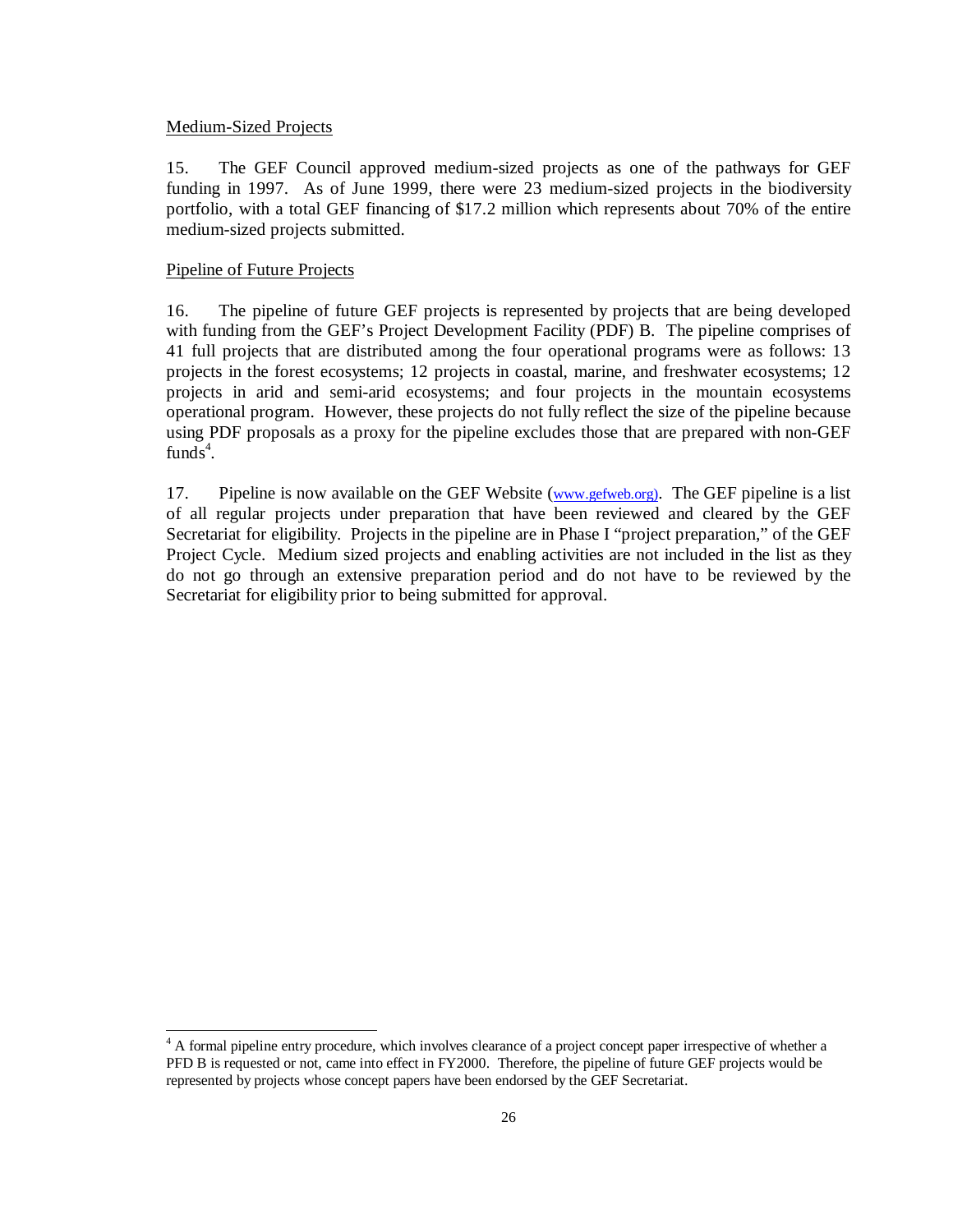Medium-Sized Projects

15. The GEF Council approved medium-sized projects as one of the pathways for GEF funding in 1997. As of June 1999, there were 23 medium-sized projects in the biodiversity portfolio, with a total GEF financing of $17.2 million which represents about 70% of the entire medium-sized projects submitted.

Pipeline of Future Projects

16. The pipeline of future GEF projects is represented by projects that are being developed with funding from the GEF's Project Development Facility (PDF) B. The pipeline comprises of 41 full projects that are distributed among the four operational programs were as follows: 13 projects in the forest ecosystems; 12 projects in coastal, marine, and freshwater ecosystems; 12 projects in arid and semi-arid ecosystems; and four projects in the mountain ecosystems operational program. However, these projects do not fully reflect the size of the pipeline because using PDF proposals as a proxy for the pipeline excludes those that are prepared with non-GEF funds[4].

17. Pipeline is now available on the GEF Website (www.gefweb.org). The GEF pipeline is a list of all regular projects under preparation that have been reviewed and cleared by the GEF Secretariat for eligibility. Projects in the pipeline are in Phase I "project preparation," of the GEF Project Cycle. Medium sized projects and enabling activities are not included in the list as they do not go through an extensive preparation period and do not have to be reviewed by the Secretariat for eligibility prior to being submitted for approval.

---

[4] A formal pipeline entry procedure, which involves clearance of a project concept paper irrespective of whether a PFD B is requested or not, came into effect in FY2000. Therefore, the pipeline of future GEF projects would be represented by projects whose concept papers have been endorsed by the GEF Secretariat.